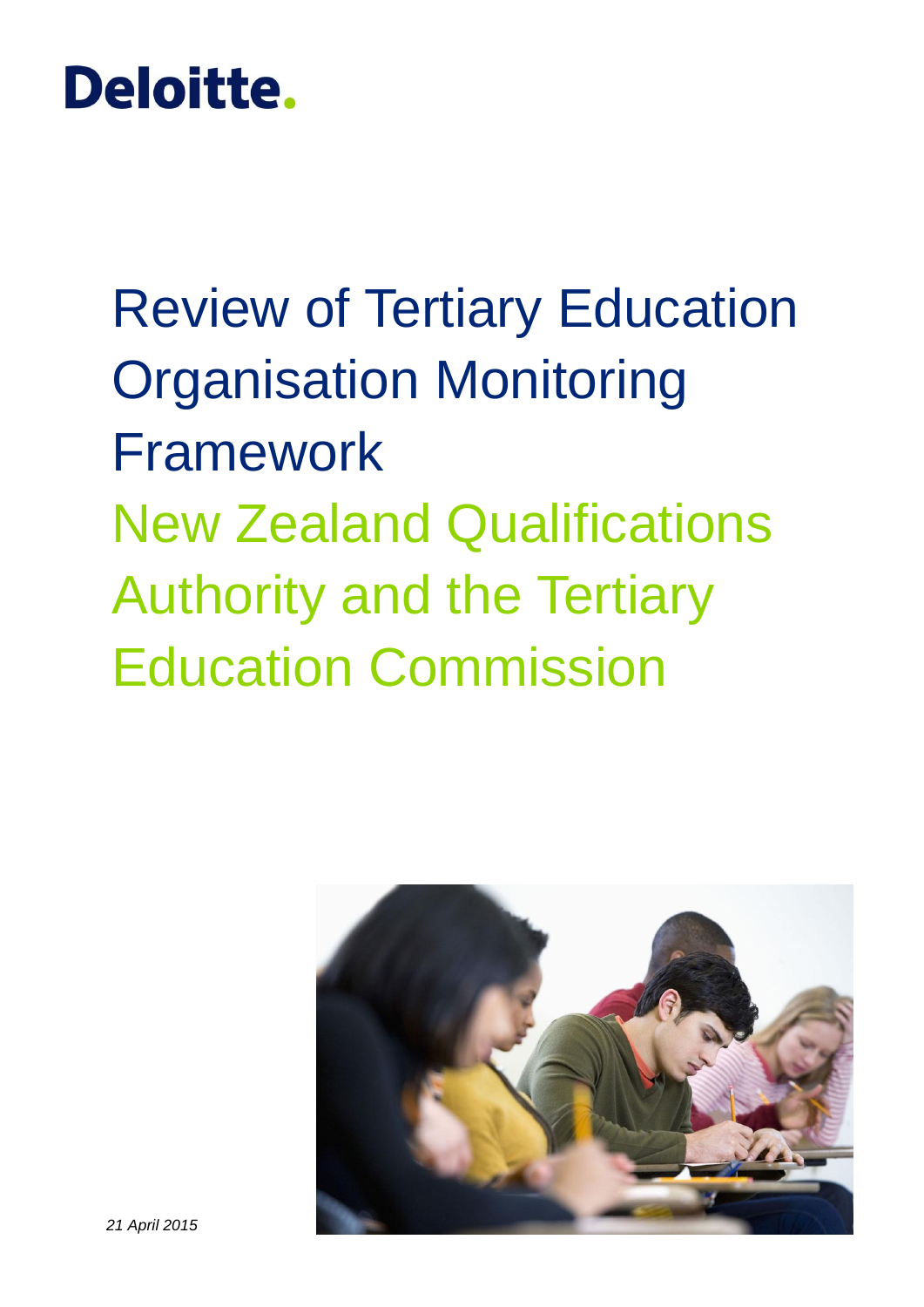Deloitte.

# Review of Tertiary Education Organisation Monitoring Framework

## New Zealand Qualifications Authority and the Tertiary Education Commission

*21 April 2015*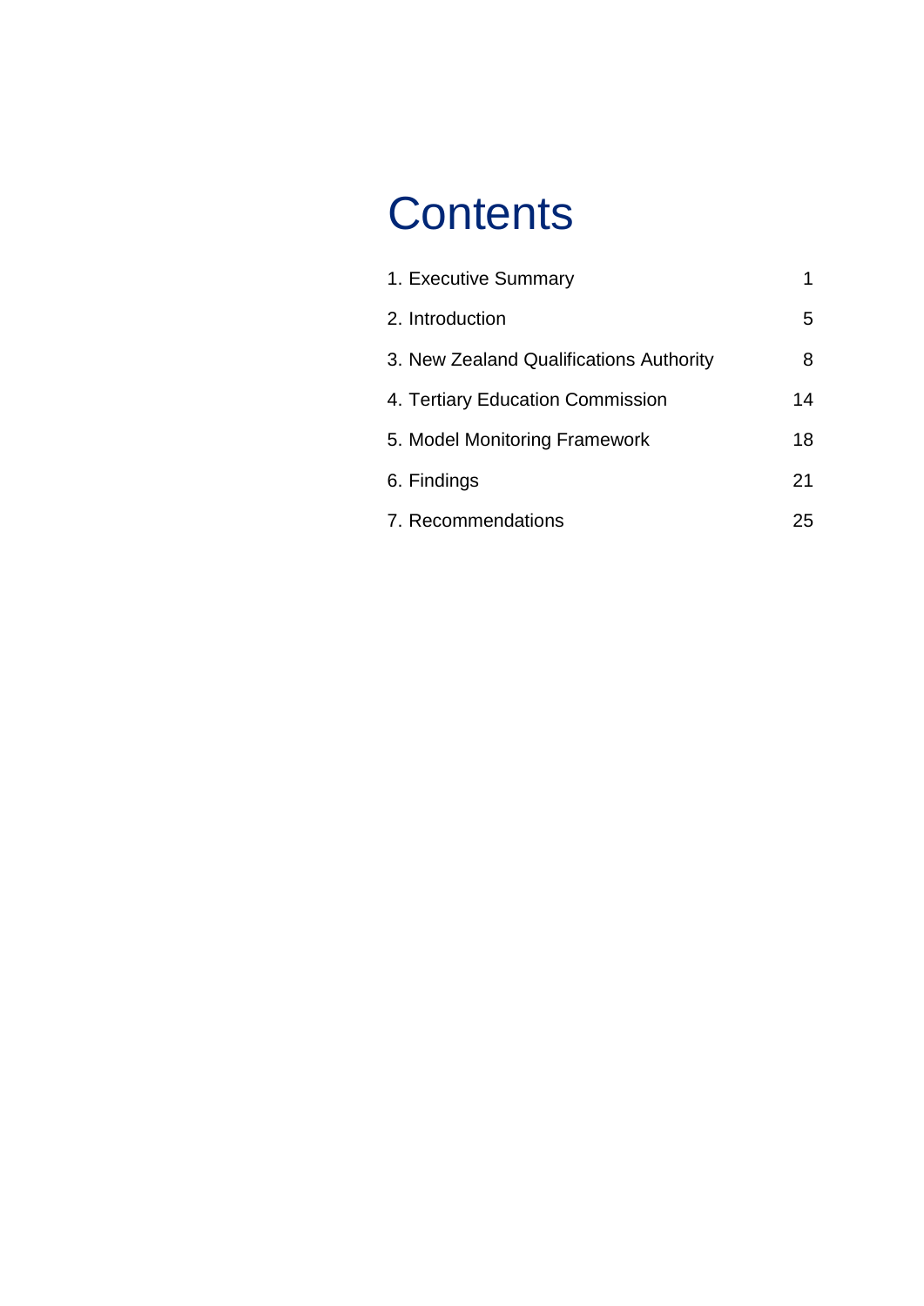# Contents

| | |
|---|---|
| 1. Executive Summary | 1 |
| 2. Introduction | 5 |
| 3. New Zealand Qualifications Authority | 8 |
| 4. Tertiary Education Commission | 14 |
| 5. Model Monitoring Framework | 18 |
| 6. Findings | 21 |
| 7. Recommendations | 25 |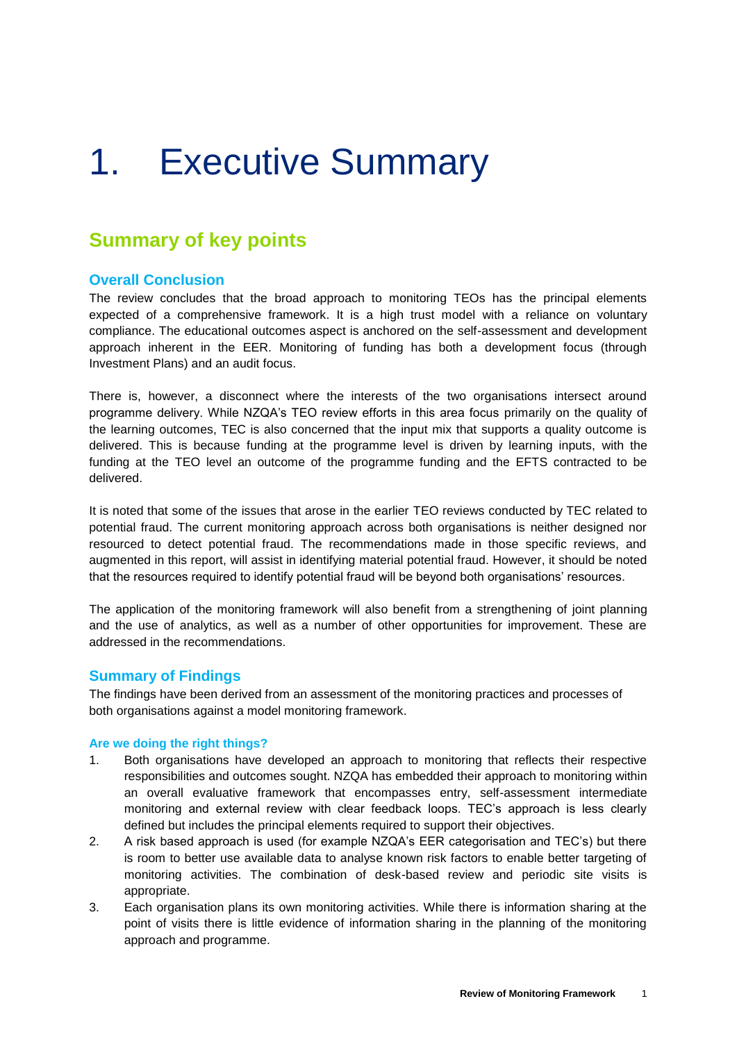# 1. Executive Summary

## Summary of key points

### Overall Conclusion

The review concludes that the broad approach to monitoring TEOs has the principal elements expected of a comprehensive framework. It is a high trust model with a reliance on voluntary compliance. The educational outcomes aspect is anchored on the self-assessment and development approach inherent in the EER. Monitoring of funding has both a development focus (through Investment Plans) and an audit focus.

There is, however, a disconnect where the interests of the two organisations intersect around programme delivery. While NZQA's TEO review efforts in this area focus primarily on the quality of the learning outcomes, TEC is also concerned that the input mix that supports a quality outcome is delivered. This is because funding at the programme level is driven by learning inputs, with the funding at the TEO level an outcome of the programme funding and the EFTS contracted to be delivered.

It is noted that some of the issues that arose in the earlier TEO reviews conducted by TEC related to potential fraud. The current monitoring approach across both organisations is neither designed nor resourced to detect potential fraud. The recommendations made in those specific reviews, and augmented in this report, will assist in identifying material potential fraud. However, it should be noted that the resources required to identify potential fraud will be beyond both organisations' resources.

The application of the monitoring framework will also benefit from a strengthening of joint planning and the use of analytics, as well as a number of other opportunities for improvement. These are addressed in the recommendations.

### Summary of Findings

The findings have been derived from an assessment of the monitoring practices and processes of both organisations against a model monitoring framework.

#### Are we doing the right things?

1. Both organisations have developed an approach to monitoring that reflects their respective responsibilities and outcomes sought. NZQA has embedded their approach to monitoring within an overall evaluative framework that encompasses entry, self-assessment intermediate monitoring and external review with clear feedback loops. TEC's approach is less clearly defined but includes the principal elements required to support their objectives.
2. A risk based approach is used (for example NZQA's EER categorisation and TEC's) but there is room to better use available data to analyse known risk factors to enable better targeting of monitoring activities. The combination of desk-based review and periodic site visits is appropriate.
3. Each organisation plans its own monitoring activities. While there is information sharing at the point of visits there is little evidence of information sharing in the planning of the monitoring approach and programme.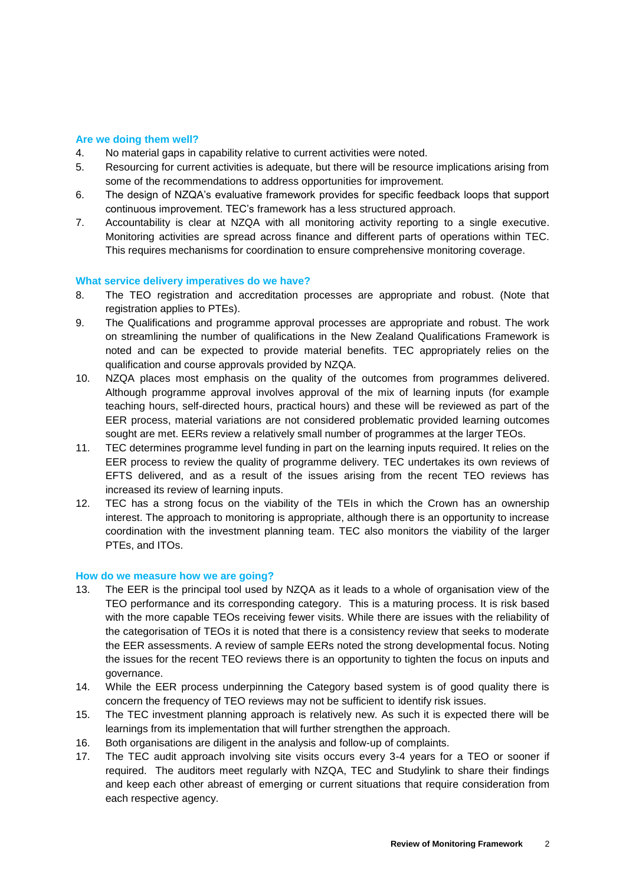### Are we doing them well?

4. No material gaps in capability relative to current activities were noted.
5. Resourcing for current activities is adequate, but there will be resource implications arising from some of the recommendations to address opportunities for improvement.
6. The design of NZQA's evaluative framework provides for specific feedback loops that support continuous improvement. TEC's framework has a less structured approach.
7. Accountability is clear at NZQA with all monitoring activity reporting to a single executive. Monitoring activities are spread across finance and different parts of operations within TEC. This requires mechanisms for coordination to ensure comprehensive monitoring coverage.

### What service delivery imperatives do we have?

8. The TEO registration and accreditation processes are appropriate and robust. (Note that registration applies to PTEs).
9. The Qualifications and programme approval processes are appropriate and robust. The work on streamlining the number of qualifications in the New Zealand Qualifications Framework is noted and can be expected to provide material benefits. TEC appropriately relies on the qualification and course approvals provided by NZQA.
10. NZQA places most emphasis on the quality of the outcomes from programmes delivered. Although programme approval involves approval of the mix of learning inputs (for example teaching hours, self-directed hours, practical hours) and these will be reviewed as part of the EER process, material variations are not considered problematic provided learning outcomes sought are met. EERs review a relatively small number of programmes at the larger TEOs.
11. TEC determines programme level funding in part on the learning inputs required. It relies on the EER process to review the quality of programme delivery. TEC undertakes its own reviews of EFTS delivered, and as a result of the issues arising from the recent TEO reviews has increased its review of learning inputs.
12. TEC has a strong focus on the viability of the TEIs in which the Crown has an ownership interest. The approach to monitoring is appropriate, although there is an opportunity to increase coordination with the investment planning team. TEC also monitors the viability of the larger PTEs, and ITOs.

### How do we measure how we are going?

13. The EER is the principal tool used by NZQA as it leads to a whole of organisation view of the TEO performance and its corresponding category. This is a maturing process. It is risk based with the more capable TEOs receiving fewer visits. While there are issues with the reliability of the categorisation of TEOs it is noted that there is a consistency review that seeks to moderate the EER assessments. A review of sample EERs noted the strong developmental focus. Noting the issues for the recent TEO reviews there is an opportunity to tighten the focus on inputs and governance.
14. While the EER process underpinning the Category based system is of good quality there is concern the frequency of TEO reviews may not be sufficient to identify risk issues.
15. The TEC investment planning approach is relatively new. As such it is expected there will be learnings from its implementation that will further strengthen the approach.
16. Both organisations are diligent in the analysis and follow-up of complaints.
17. The TEC audit approach involving site visits occurs every 3-4 years for a TEO or sooner if required. The auditors meet regularly with NZQA, TEC and Studylink to share their findings and keep each other abreast of emerging or current situations that require consideration from each respective agency.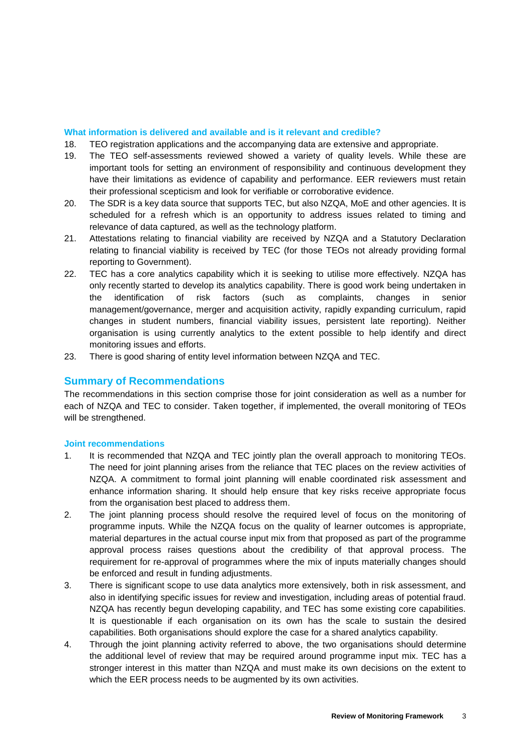### What information is delivered and available and is it relevant and credible?

18. TEO registration applications and the accompanying data are extensive and appropriate.
19. The TEO self-assessments reviewed showed a variety of quality levels. While these are important tools for setting an environment of responsibility and continuous development they have their limitations as evidence of capability and performance. EER reviewers must retain their professional scepticism and look for verifiable or corroborative evidence.
20. The SDR is a key data source that supports TEC, but also NZQA, MoE and other agencies. It is scheduled for a refresh which is an opportunity to address issues related to timing and relevance of data captured, as well as the technology platform.
21. Attestations relating to financial viability are received by NZQA and a Statutory Declaration relating to financial viability is received by TEC (for those TEOs not already providing formal reporting to Government).
22. TEC has a core analytics capability which it is seeking to utilise more effectively. NZQA has only recently started to develop its analytics capability. There is good work being undertaken in the identification of risk factors (such as complaints, changes in senior management/governance, merger and acquisition activity, rapidly expanding curriculum, rapid changes in student numbers, financial viability issues, persistent late reporting). Neither organisation is using currently analytics to the extent possible to help identify and direct monitoring issues and efforts.
23. There is good sharing of entity level information between NZQA and TEC.

## Summary of Recommendations

The recommendations in this section comprise those for joint consideration as well as a number for each of NZQA and TEC to consider. Taken together, if implemented, the overall monitoring of TEOs will be strengthened.

### Joint recommendations

1. It is recommended that NZQA and TEC jointly plan the overall approach to monitoring TEOs. The need for joint planning arises from the reliance that TEC places on the review activities of NZQA. A commitment to formal joint planning will enable coordinated risk assessment and enhance information sharing. It should help ensure that key risks receive appropriate focus from the organisation best placed to address them.
2. The joint planning process should resolve the required level of focus on the monitoring of programme inputs. While the NZQA focus on the quality of learner outcomes is appropriate, material departures in the actual course input mix from that proposed as part of the programme approval process raises questions about the credibility of that approval process. The requirement for re-approval of programmes where the mix of inputs materially changes should be enforced and result in funding adjustments.
3. There is significant scope to use data analytics more extensively, both in risk assessment, and also in identifying specific issues for review and investigation, including areas of potential fraud. NZQA has recently begun developing capability, and TEC has some existing core capabilities. It is questionable if each organisation on its own has the scale to sustain the desired capabilities. Both organisations should explore the case for a shared analytics capability.
4. Through the joint planning activity referred to above, the two organisations should determine the additional level of review that may be required around programme input mix. TEC has a stronger interest in this matter than NZQA and must make its own decisions on the extent to which the EER process needs to be augmented by its own activities.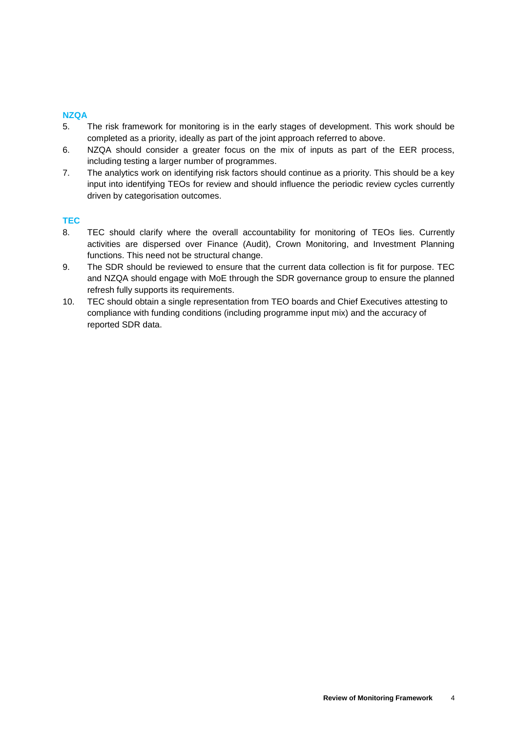### NZQA

5. The risk framework for monitoring is in the early stages of development. This work should be completed as a priority, ideally as part of the joint approach referred to above.
6. NZQA should consider a greater focus on the mix of inputs as part of the EER process, including testing a larger number of programmes.
7. The analytics work on identifying risk factors should continue as a priority. This should be a key input into identifying TEOs for review and should influence the periodic review cycles currently driven by categorisation outcomes.

### TEC

8. TEC should clarify where the overall accountability for monitoring of TEOs lies. Currently activities are dispersed over Finance (Audit), Crown Monitoring, and Investment Planning functions. This need not be structural change.
9. The SDR should be reviewed to ensure that the current data collection is fit for purpose. TEC and NZQA should engage with MoE through the SDR governance group to ensure the planned refresh fully supports its requirements.
10. TEC should obtain a single representation from TEO boards and Chief Executives attesting to compliance with funding conditions (including programme input mix) and the accuracy of reported SDR data.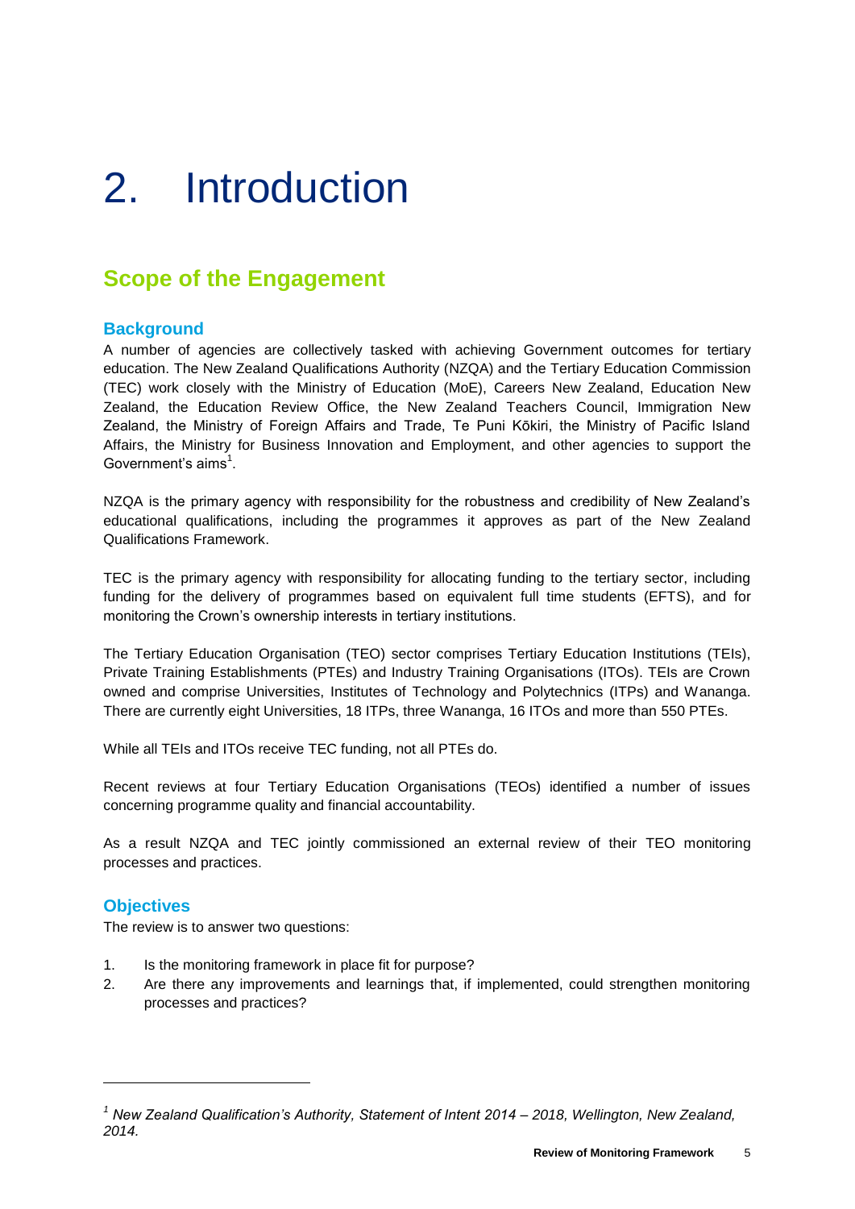# 2. Introduction

## Scope of the Engagement

### Background

A number of agencies are collectively tasked with achieving Government outcomes for tertiary education. The New Zealand Qualifications Authority (NZQA) and the Tertiary Education Commission (TEC) work closely with the Ministry of Education (MoE), Careers New Zealand, Education New Zealand, the Education Review Office, the New Zealand Teachers Council, Immigration New Zealand, the Ministry of Foreign Affairs and Trade, Te Puni Kōkiri, the Ministry of Pacific Island Affairs, the Ministry for Business Innovation and Employment, and other agencies to support the Government's aims[1].

NZQA is the primary agency with responsibility for the robustness and credibility of New Zealand's educational qualifications, including the programmes it approves as part of the New Zealand Qualifications Framework.

TEC is the primary agency with responsibility for allocating funding to the tertiary sector, including funding for the delivery of programmes based on equivalent full time students (EFTS), and for monitoring the Crown's ownership interests in tertiary institutions.

The Tertiary Education Organisation (TEO) sector comprises Tertiary Education Institutions (TEIs), Private Training Establishments (PTEs) and Industry Training Organisations (ITOs). TEIs are Crown owned and comprise Universities, Institutes of Technology and Polytechnics (ITPs) and Wananga. There are currently eight Universities, 18 ITPs, three Wananga, 16 ITOs and more than 550 PTEs.

While all TEIs and ITOs receive TEC funding, not all PTEs do.

Recent reviews at four Tertiary Education Organisations (TEOs) identified a number of issues concerning programme quality and financial accountability.

As a result NZQA and TEC jointly commissioned an external review of their TEO monitoring processes and practices.

### Objectives

The review is to answer two questions:

1. Is the monitoring framework in place fit for purpose?
2. Are there any improvements and learnings that, if implemented, could strengthen monitoring processes and practices?

---

[1] *New Zealand Qualification's Authority, Statement of Intent 2014 – 2018, Wellington, New Zealand, 2014.*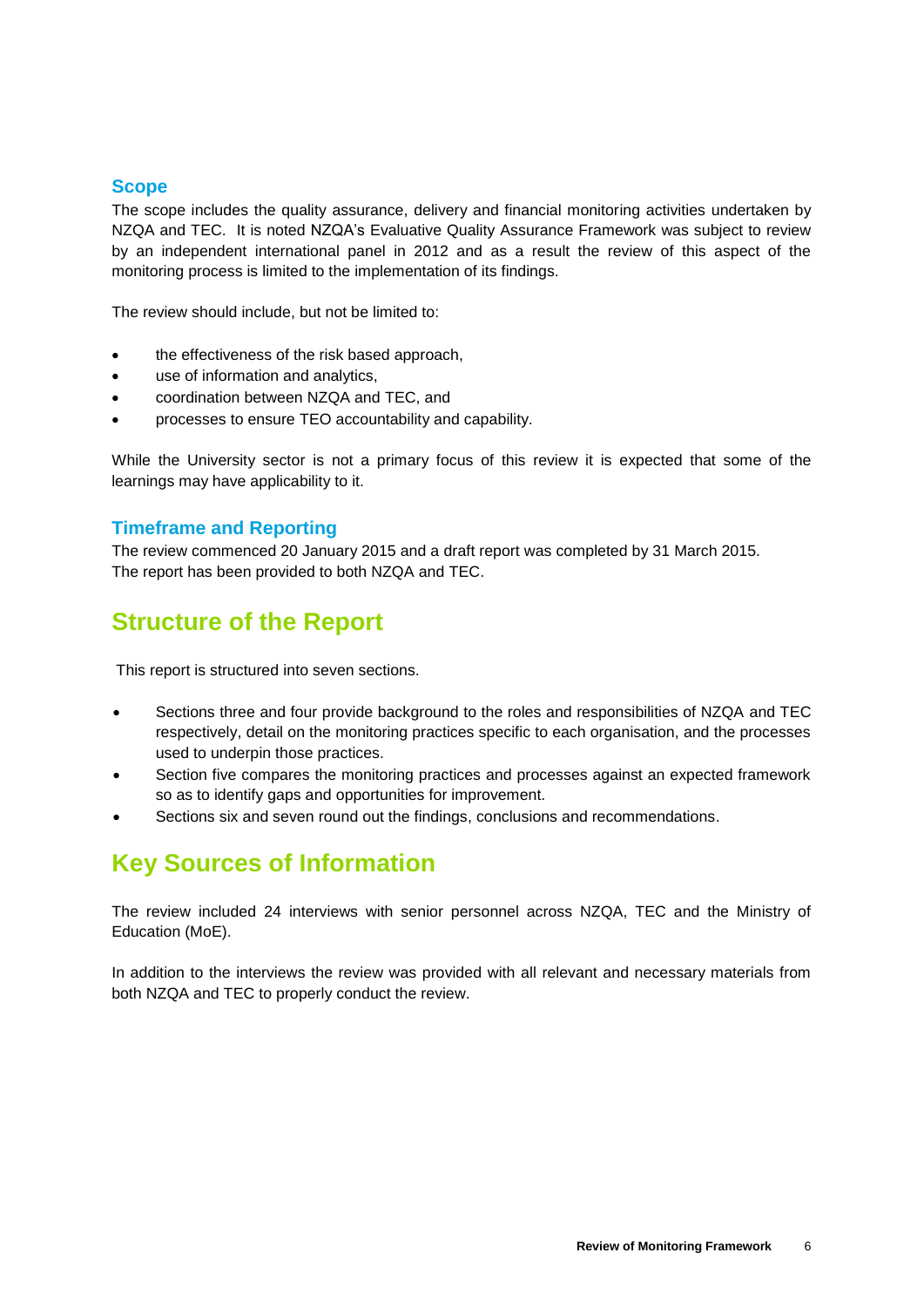### Scope

The scope includes the quality assurance, delivery and financial monitoring activities undertaken by NZQA and TEC. It is noted NZQA's Evaluative Quality Assurance Framework was subject to review by an independent international panel in 2012 and as a result the review of this aspect of the monitoring process is limited to the implementation of its findings.

The review should include, but not be limited to:

- the effectiveness of the risk based approach,
- use of information and analytics,
- coordination between NZQA and TEC, and
- processes to ensure TEO accountability and capability.

While the University sector is not a primary focus of this review it is expected that some of the learnings may have applicability to it.

### Timeframe and Reporting

The review commenced 20 January 2015 and a draft report was completed by 31 March 2015. The report has been provided to both NZQA and TEC.

## Structure of the Report

This report is structured into seven sections.

- Sections three and four provide background to the roles and responsibilities of NZQA and TEC respectively, detail on the monitoring practices specific to each organisation, and the processes used to underpin those practices.
- Section five compares the monitoring practices and processes against an expected framework so as to identify gaps and opportunities for improvement.
- Sections six and seven round out the findings, conclusions and recommendations.

## Key Sources of Information

The review included 24 interviews with senior personnel across NZQA, TEC and the Ministry of Education (MoE).

In addition to the interviews the review was provided with all relevant and necessary materials from both NZQA and TEC to properly conduct the review.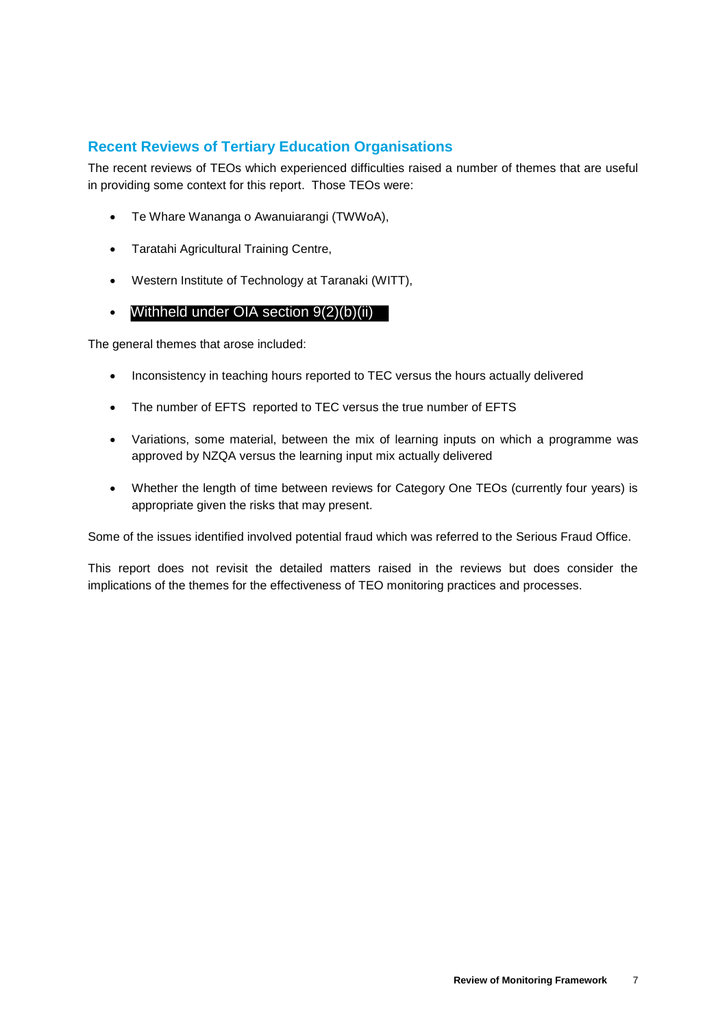## Recent Reviews of Tertiary Education Organisations

The recent reviews of TEOs which experienced difficulties raised a number of themes that are useful in providing some context for this report. Those TEOs were:

- Te Whare Wananga o Awanuiarangi (TWWoA),
- Taratahi Agricultural Training Centre,
- Western Institute of Technology at Taranaki (WITT),
- Withheld under OIA section 9(2)(b)(ii)

The general themes that arose included:

- Inconsistency in teaching hours reported to TEC versus the hours actually delivered
- The number of EFTS reported to TEC versus the true number of EFTS
- Variations, some material, between the mix of learning inputs on which a programme was approved by NZQA versus the learning input mix actually delivered
- Whether the length of time between reviews for Category One TEOs (currently four years) is appropriate given the risks that may present.

Some of the issues identified involved potential fraud which was referred to the Serious Fraud Office.

This report does not revisit the detailed matters raised in the reviews but does consider the implications of the themes for the effectiveness of TEO monitoring practices and processes.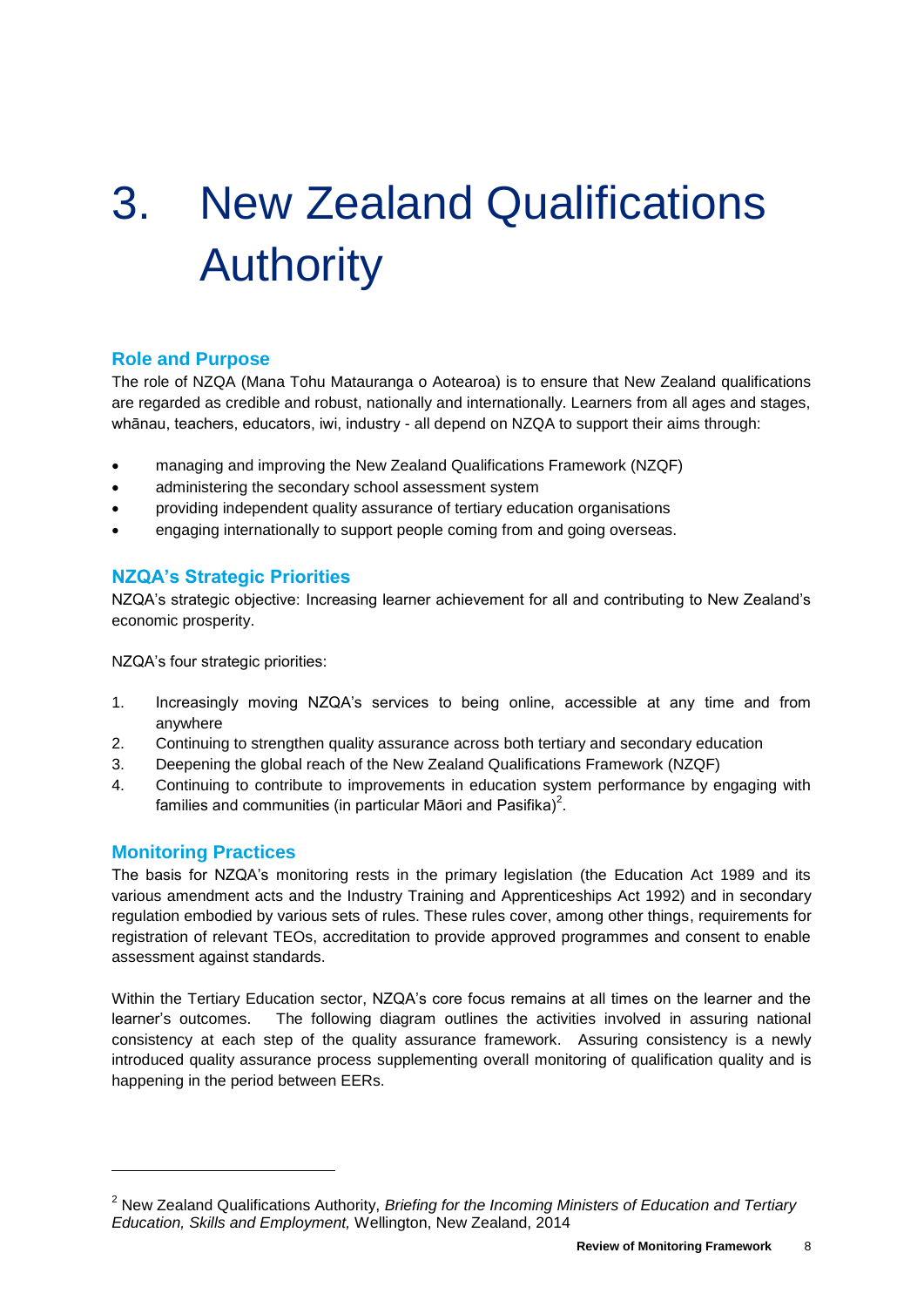# 3. New Zealand Qualifications Authority

## Role and Purpose

The role of NZQA (Mana Tohu Matauranga o Aotearoa) is to ensure that New Zealand qualifications are regarded as credible and robust, nationally and internationally. Learners from all ages and stages, whānau, teachers, educators, iwi, industry - all depend on NZQA to support their aims through:

- managing and improving the New Zealand Qualifications Framework (NZQF)
- administering the secondary school assessment system
- providing independent quality assurance of tertiary education organisations
- engaging internationally to support people coming from and going overseas.

## NZQA's Strategic Priorities

NZQA's strategic objective: Increasing learner achievement for all and contributing to New Zealand's economic prosperity.

NZQA's four strategic priorities:

1. Increasingly moving NZQA's services to being online, accessible at any time and from anywhere
2. Continuing to strengthen quality assurance across both tertiary and secondary education
3. Deepening the global reach of the New Zealand Qualifications Framework (NZQF)
4. Continuing to contribute to improvements in education system performance by engaging with families and communities (in particular Māori and Pasifika)[2].

## Monitoring Practices

The basis for NZQA's monitoring rests in the primary legislation (the Education Act 1989 and its various amendment acts and the Industry Training and Apprenticeships Act 1992) and in secondary regulation embodied by various sets of rules. These rules cover, among other things, requirements for registration of relevant TEOs, accreditation to provide approved programmes and consent to enable assessment against standards.

Within the Tertiary Education sector, NZQA's core focus remains at all times on the learner and the learner's outcomes. The following diagram outlines the activities involved in assuring national consistency at each step of the quality assurance framework. Assuring consistency is a newly introduced quality assurance process supplementing overall monitoring of qualification quality and is happening in the period between EERs.

---

[2] New Zealand Qualifications Authority, *Briefing for the Incoming Ministers of Education and Tertiary Education, Skills and Employment,* Wellington, New Zealand, 2014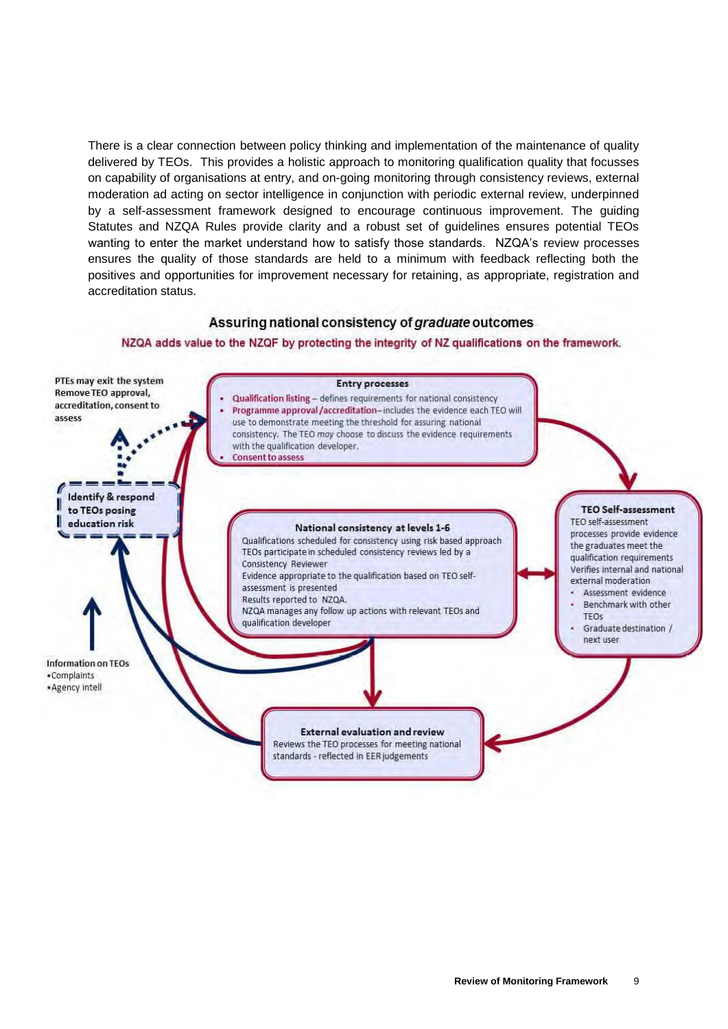There is a clear connection between policy thinking and implementation of the maintenance of quality delivered by TEOs. This provides a holistic approach to monitoring qualification quality that focusses on capability of organisations at entry, and on-going monitoring through consistency reviews, external moderation ad acting on sector intelligence in conjunction with periodic external review, underpinned by a self-assessment framework designed to encourage continuous improvement. The guiding Statutes and NZQA Rules provide clarity and a robust set of guidelines ensures potential TEOs wanting to enter the market understand how to satisfy those standards. NZQA's review processes ensures the quality of those standards are held to a minimum with feedback reflecting both the positives and opportunities for improvement necessary for retaining, as appropriate, registration and accreditation status.

**Assuring national consistency of *graduate* outcomes**

NZQA adds value to the NZQF by protecting the integrity of NZ qualifications on the framework.

PTEs may exit the system
Remove TEO approval, accreditation, consent to assess

**Entry processes**

- Qualification listing – defines requirements for national consistency
- Programme approval/accreditation – includes the evidence each TEO will use to demonstrate meeting the threshold for assuring national consistency. The TEO *may* choose to discuss the evidence requirements with the qualification developer.
- Consent to assess

**Identify & respond to TEOs posing education risk**

**National consistency at levels 1-6**

Qualifications scheduled for consistency using risk based approach
TEOs participate in scheduled consistency reviews led by a Consistency Reviewer
Evidence appropriate to the qualification based on TEO self-assessment is presented
Results reported to NZQA.
NZQA manages any follow up actions with relevant TEOs and qualification developer

**TEO Self-assessment**

TEO self-assessment processes provide evidence the graduates meet the qualification requirements
Verifies internal and national external moderation

- Assessment evidence
- Benchmark with other TEOs
- Graduate destination / next user

Information on TEOs
- Complaints
- Agency intell

**External evaluation and review**

Reviews the TEO processes for meeting national standards - reflected in EER judgements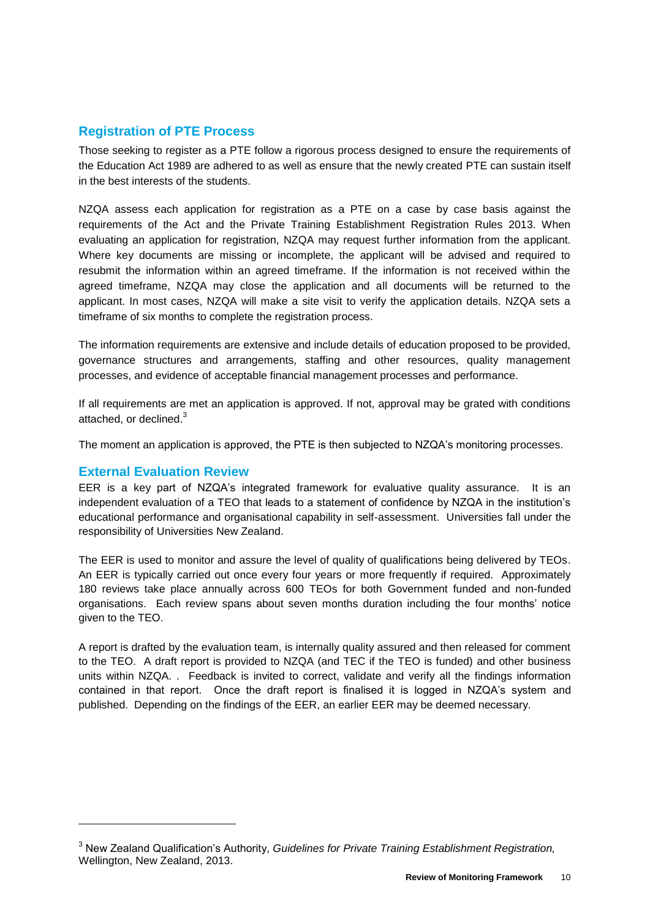## Registration of PTE Process

Those seeking to register as a PTE follow a rigorous process designed to ensure the requirements of the Education Act 1989 are adhered to as well as ensure that the newly created PTE can sustain itself in the best interests of the students.

NZQA assess each application for registration as a PTE on a case by case basis against the requirements of the Act and the Private Training Establishment Registration Rules 2013. When evaluating an application for registration, NZQA may request further information from the applicant. Where key documents are missing or incomplete, the applicant will be advised and required to resubmit the information within an agreed timeframe. If the information is not received within the agreed timeframe, NZQA may close the application and all documents will be returned to the applicant. In most cases, NZQA will make a site visit to verify the application details. NZQA sets a timeframe of six months to complete the registration process.

The information requirements are extensive and include details of education proposed to be provided, governance structures and arrangements, staffing and other resources, quality management processes, and evidence of acceptable financial management processes and performance.

If all requirements are met an application is approved. If not, approval may be grated with conditions attached, or declined.[3]

The moment an application is approved, the PTE is then subjected to NZQA's monitoring processes.

## External Evaluation Review

EER is a key part of NZQA's integrated framework for evaluative quality assurance. It is an independent evaluation of a TEO that leads to a statement of confidence by NZQA in the institution's educational performance and organisational capability in self-assessment. Universities fall under the responsibility of Universities New Zealand.

The EER is used to monitor and assure the level of quality of qualifications being delivered by TEOs. An EER is typically carried out once every four years or more frequently if required. Approximately 180 reviews take place annually across 600 TEOs for both Government funded and non-funded organisations. Each review spans about seven months duration including the four months' notice given to the TEO.

A report is drafted by the evaluation team, is internally quality assured and then released for comment to the TEO. A draft report is provided to NZQA (and TEC if the TEO is funded) and other business units within NZQA. . Feedback is invited to correct, validate and verify all the findings information contained in that report. Once the draft report is finalised it is logged in NZQA's system and published. Depending on the findings of the EER, an earlier EER may be deemed necessary.

---

[3] New Zealand Qualification's Authority, *Guidelines for Private Training Establishment Registration,* Wellington, New Zealand, 2013.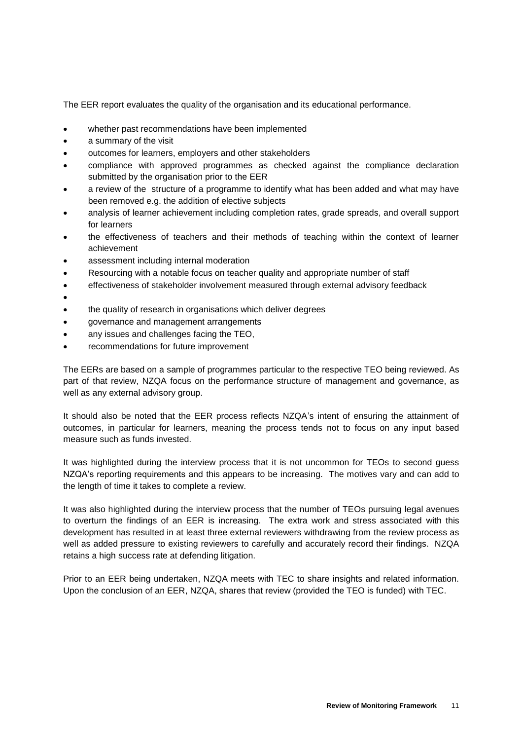The EER report evaluates the quality of the organisation and its educational performance.

- whether past recommendations have been implemented
- a summary of the visit
- outcomes for learners, employers and other stakeholders
- compliance with approved programmes as checked against the compliance declaration submitted by the organisation prior to the EER
- a review of the structure of a programme to identify what has been added and what may have been removed e.g. the addition of elective subjects
- analysis of learner achievement including completion rates, grade spreads, and overall support for learners
- the effectiveness of teachers and their methods of teaching within the context of learner achievement
- assessment including internal moderation
- Resourcing with a notable focus on teacher quality and appropriate number of staff
- effectiveness of stakeholder involvement measured through external advisory feedback
- 
- the quality of research in organisations which deliver degrees
- governance and management arrangements
- any issues and challenges facing the TEO,
- recommendations for future improvement

The EERs are based on a sample of programmes particular to the respective TEO being reviewed. As part of that review, NZQA focus on the performance structure of management and governance, as well as any external advisory group.

It should also be noted that the EER process reflects NZQA's intent of ensuring the attainment of outcomes, in particular for learners, meaning the process tends not to focus on any input based measure such as funds invested.

It was highlighted during the interview process that it is not uncommon for TEOs to second guess NZQA's reporting requirements and this appears to be increasing. The motives vary and can add to the length of time it takes to complete a review.

It was also highlighted during the interview process that the number of TEOs pursuing legal avenues to overturn the findings of an EER is increasing. The extra work and stress associated with this development has resulted in at least three external reviewers withdrawing from the review process as well as added pressure to existing reviewers to carefully and accurately record their findings. NZQA retains a high success rate at defending litigation.

Prior to an EER being undertaken, NZQA meets with TEC to share insights and related information. Upon the conclusion of an EER, NZQA, shares that review (provided the TEO is funded) with TEC.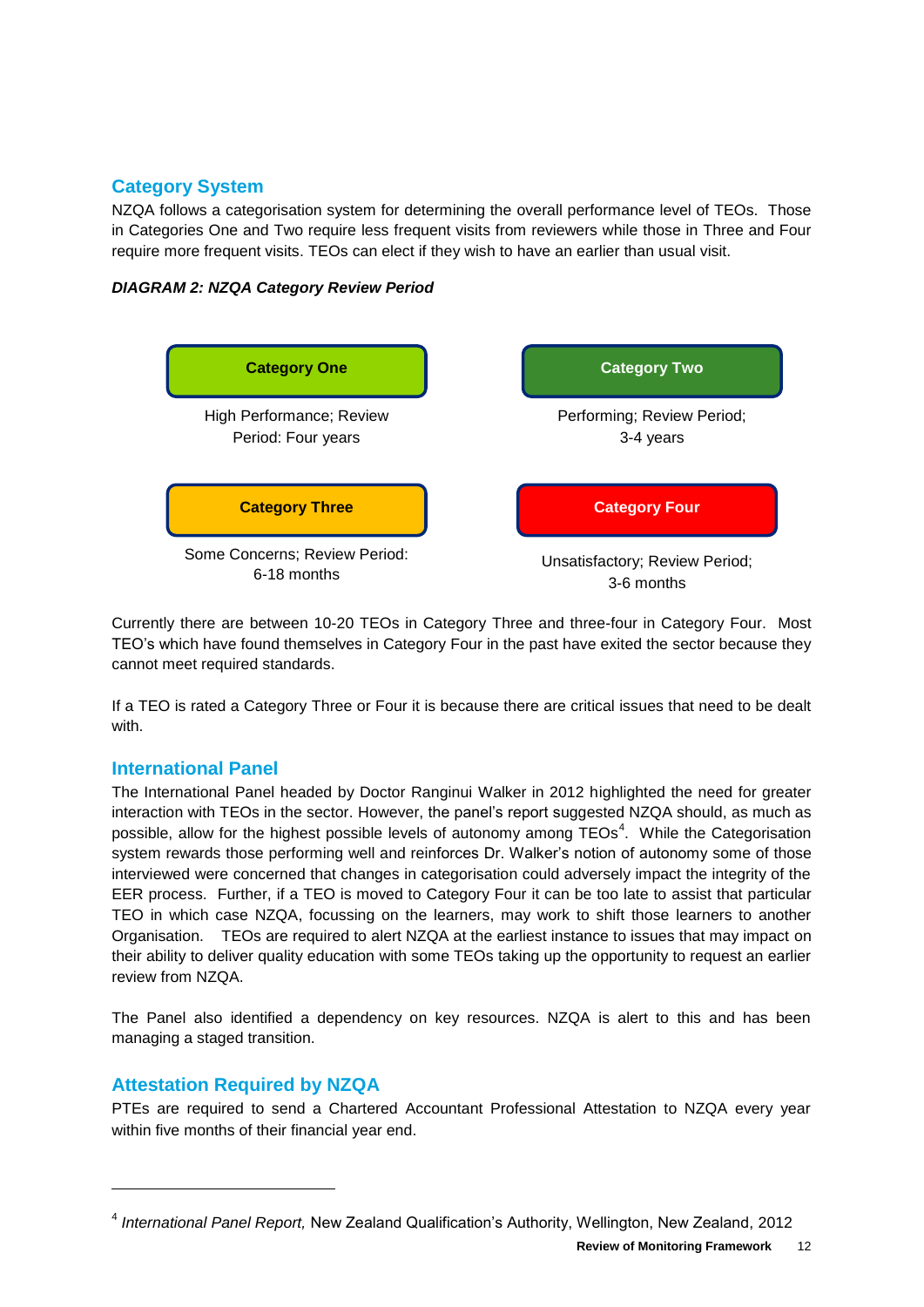## Category System

NZQA follows a categorisation system for determining the overall performance level of TEOs. Those in Categories One and Two require less frequent visits from reviewers while those in Three and Four require more frequent visits. TEOs can elect if they wish to have an earlier than usual visit.

***DIAGRAM 2: NZQA Category Review Period***

| **Category One** | **Category Two** |
|---|---|
| High Performance; Review Period: Four years | Performing; Review Period; 3-4 years |
| **Category Three** | **Category Four** |
| Some Concerns; Review Period: 6-18 months | Unsatisfactory; Review Period; 3-6 months |

Currently there are between 10-20 TEOs in Category Three and three-four in Category Four. Most TEO's which have found themselves in Category Four in the past have exited the sector because they cannot meet required standards.

If a TEO is rated a Category Three or Four it is because there are critical issues that need to be dealt with.

## International Panel

The International Panel headed by Doctor Ranginui Walker in 2012 highlighted the need for greater interaction with TEOs in the sector. However, the panel's report suggested NZQA should, as much as possible, allow for the highest possible levels of autonomy among TEOs[4]. While the Categorisation system rewards those performing well and reinforces Dr. Walker's notion of autonomy some of those interviewed were concerned that changes in categorisation could adversely impact the integrity of the EER process. Further, if a TEO is moved to Category Four it can be too late to assist that particular TEO in which case NZQA, focussing on the learners, may work to shift those learners to another Organisation. TEOs are required to alert NZQA at the earliest instance to issues that may impact on their ability to deliver quality education with some TEOs taking up the opportunity to request an earlier review from NZQA.

The Panel also identified a dependency on key resources. NZQA is alert to this and has been managing a staged transition.

## Attestation Required by NZQA

PTEs are required to send a Chartered Accountant Professional Attestation to NZQA every year within five months of their financial year end.

---

[4] *International Panel Report,* New Zealand Qualification's Authority, Wellington, New Zealand, 2012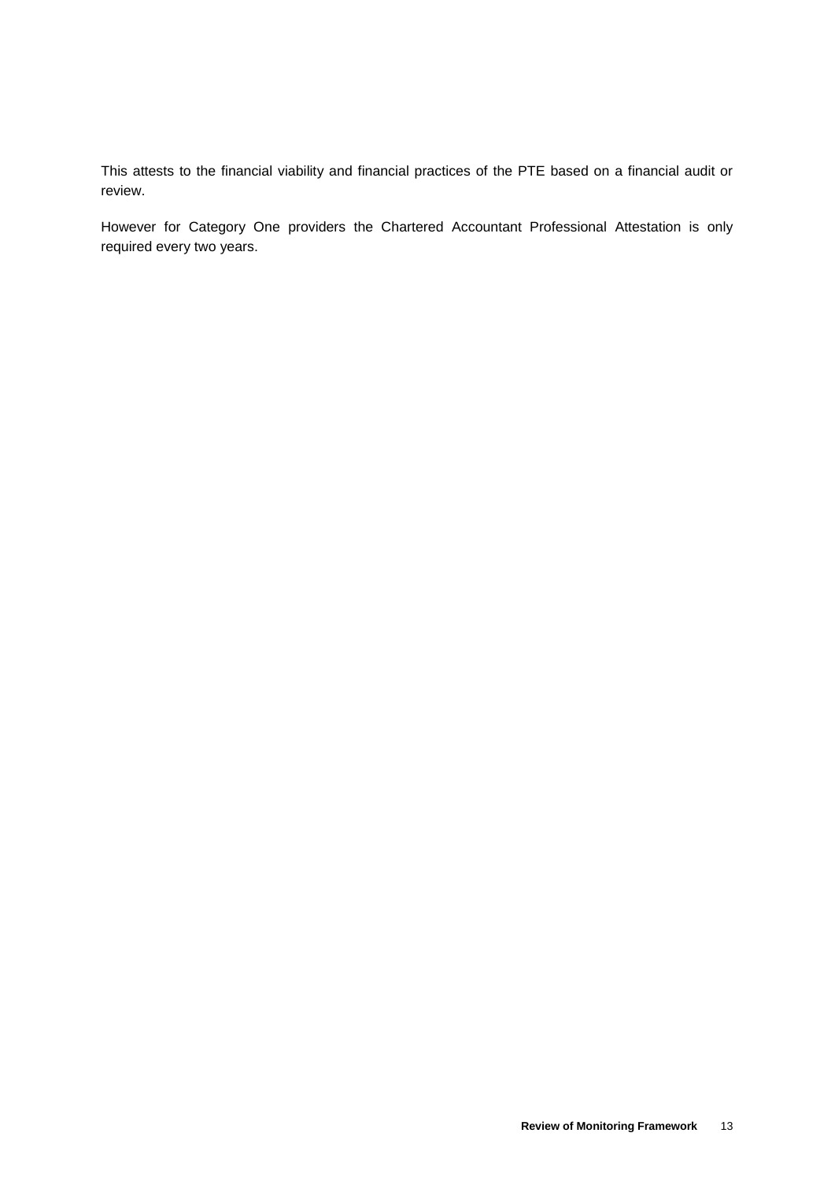This attests to the financial viability and financial practices of the PTE based on a financial audit or review.

However for Category One providers the Chartered Accountant Professional Attestation is only required every two years.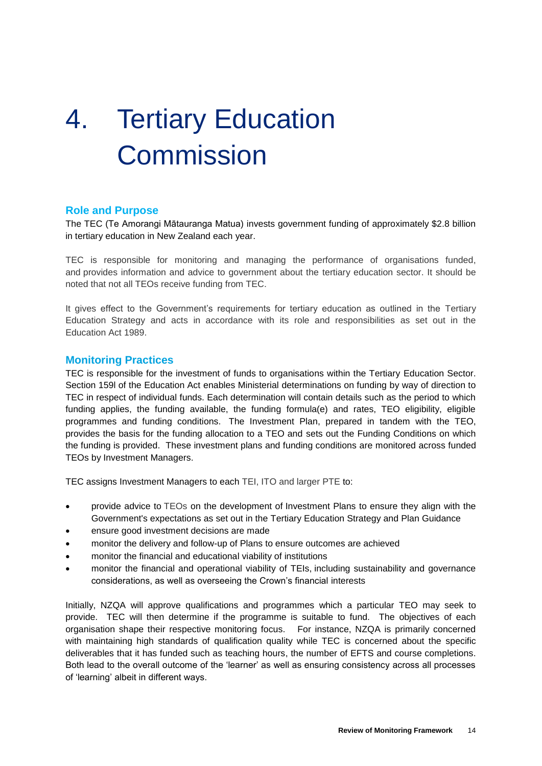# 4. Tertiary Education Commission

## Role and Purpose

The TEC (Te Amorangi Mātauranga Matua) invests government funding of approximately $2.8 billion in tertiary education in New Zealand each year.

TEC is responsible for monitoring and managing the performance of organisations funded, and provides information and advice to government about the tertiary education sector. It should be noted that not all TEOs receive funding from TEC.

It gives effect to the Government's requirements for tertiary education as outlined in the Tertiary Education Strategy and acts in accordance with its role and responsibilities as set out in the Education Act 1989.

## Monitoring Practices

TEC is responsible for the investment of funds to organisations within the Tertiary Education Sector. Section 159l of the Education Act enables Ministerial determinations on funding by way of direction to TEC in respect of individual funds. Each determination will contain details such as the period to which funding applies, the funding available, the funding formula(e) and rates, TEO eligibility, eligible programmes and funding conditions. The Investment Plan, prepared in tandem with the TEO, provides the basis for the funding allocation to a TEO and sets out the Funding Conditions on which the funding is provided. These investment plans and funding conditions are monitored across funded TEOs by Investment Managers.

TEC assigns Investment Managers to each TEI, ITO and larger PTE to:

- provide advice to TEOs on the development of Investment Plans to ensure they align with the Government's expectations as set out in the Tertiary Education Strategy and Plan Guidance
- ensure good investment decisions are made
- monitor the delivery and follow-up of Plans to ensure outcomes are achieved
- monitor the financial and educational viability of institutions
- monitor the financial and operational viability of TEIs, including sustainability and governance considerations, as well as overseeing the Crown's financial interests

Initially, NZQA will approve qualifications and programmes which a particular TEO may seek to provide. TEC will then determine if the programme is suitable to fund. The objectives of each organisation shape their respective monitoring focus. For instance, NZQA is primarily concerned with maintaining high standards of qualification quality while TEC is concerned about the specific deliverables that it has funded such as teaching hours, the number of EFTS and course completions. Both lead to the overall outcome of the 'learner' as well as ensuring consistency across all processes of 'learning' albeit in different ways.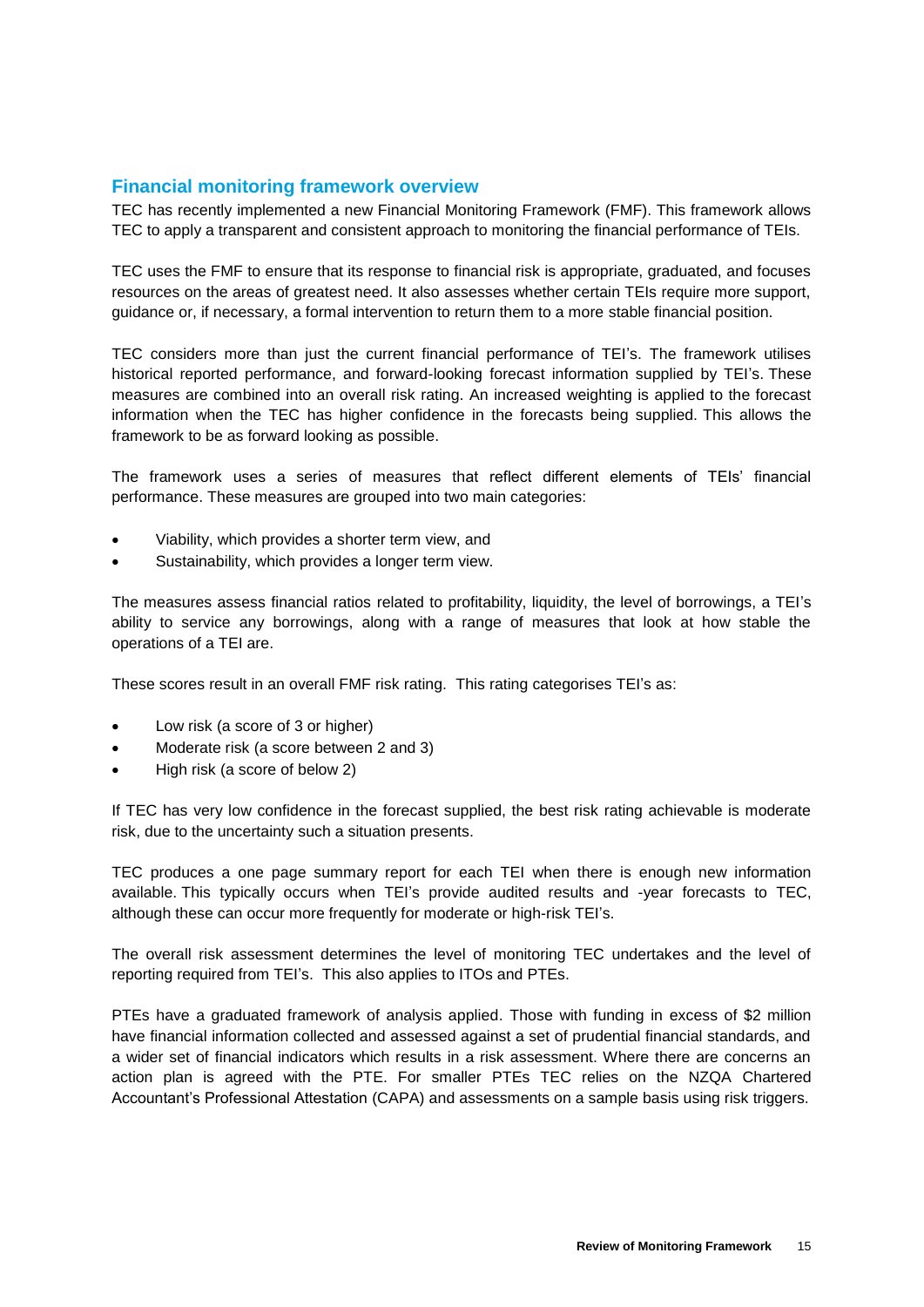## Financial monitoring framework overview

TEC has recently implemented a new Financial Monitoring Framework (FMF). This framework allows TEC to apply a transparent and consistent approach to monitoring the financial performance of TEIs.

TEC uses the FMF to ensure that its response to financial risk is appropriate, graduated, and focuses resources on the areas of greatest need. It also assesses whether certain TEIs require more support, guidance or, if necessary, a formal intervention to return them to a more stable financial position.

TEC considers more than just the current financial performance of TEI's. The framework utilises historical reported performance, and forward-looking forecast information supplied by TEI's. These measures are combined into an overall risk rating. An increased weighting is applied to the forecast information when the TEC has higher confidence in the forecasts being supplied. This allows the framework to be as forward looking as possible.

The framework uses a series of measures that reflect different elements of TEIs' financial performance. These measures are grouped into two main categories:

- Viability, which provides a shorter term view, and
- Sustainability, which provides a longer term view.

The measures assess financial ratios related to profitability, liquidity, the level of borrowings, a TEI's ability to service any borrowings, along with a range of measures that look at how stable the operations of a TEI are.

These scores result in an overall FMF risk rating. This rating categorises TEI's as:

- Low risk (a score of 3 or higher)
- Moderate risk (a score between 2 and 3)
- High risk (a score of below 2)

If TEC has very low confidence in the forecast supplied, the best risk rating achievable is moderate risk, due to the uncertainty such a situation presents.

TEC produces a one page summary report for each TEI when there is enough new information available. This typically occurs when TEI's provide audited results and -year forecasts to TEC, although these can occur more frequently for moderate or high-risk TEI's.

The overall risk assessment determines the level of monitoring TEC undertakes and the level of reporting required from TEI's. This also applies to ITOs and PTEs.

PTEs have a graduated framework of analysis applied. Those with funding in excess of $2 million have financial information collected and assessed against a set of prudential financial standards, and a wider set of financial indicators which results in a risk assessment. Where there are concerns an action plan is agreed with the PTE. For smaller PTEs TEC relies on the NZQA Chartered Accountant's Professional Attestation (CAPA) and assessments on a sample basis using risk triggers.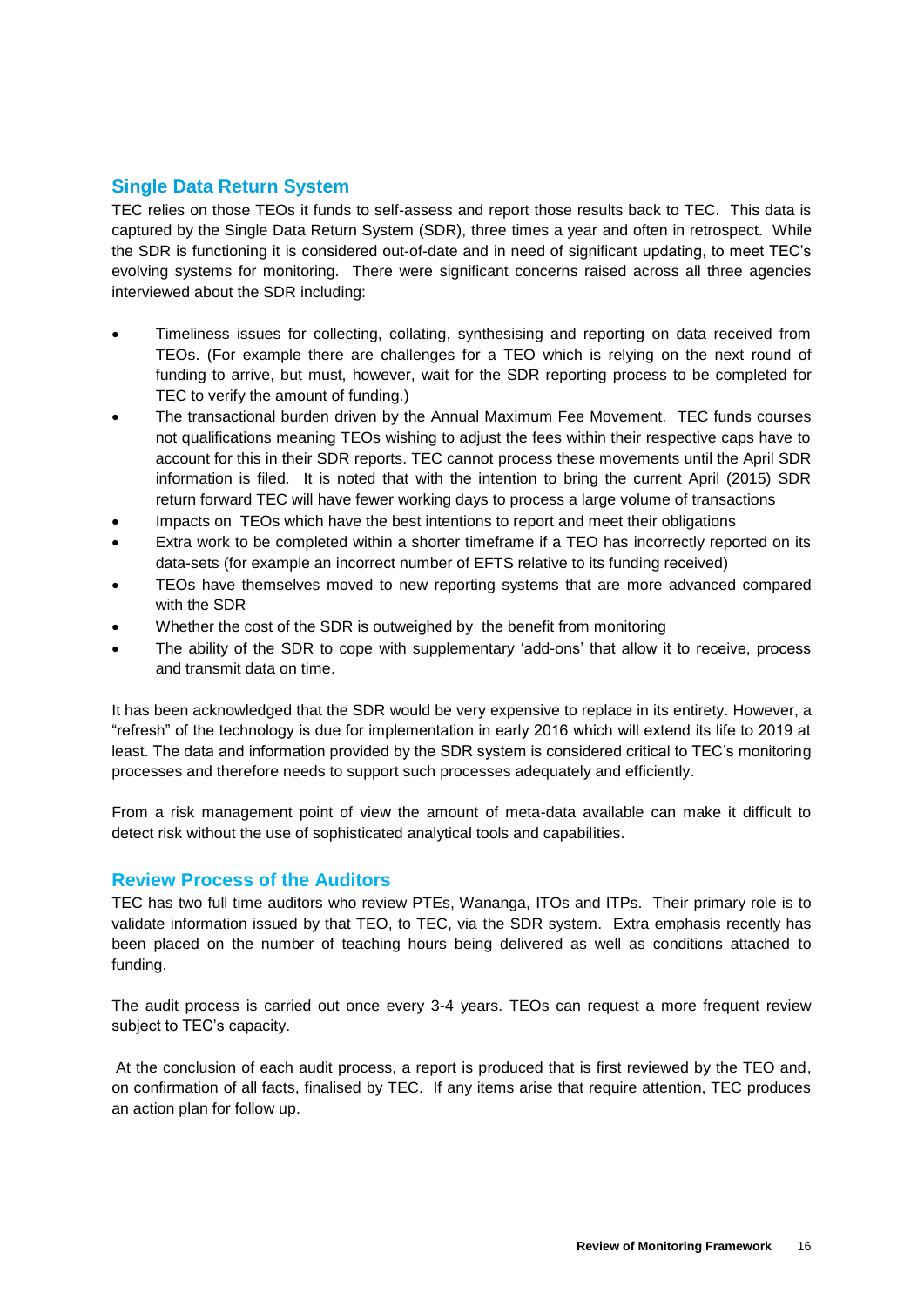## Single Data Return System

TEC relies on those TEOs it funds to self-assess and report those results back to TEC. This data is captured by the Single Data Return System (SDR), three times a year and often in retrospect. While the SDR is functioning it is considered out-of-date and in need of significant updating, to meet TEC's evolving systems for monitoring. There were significant concerns raised across all three agencies interviewed about the SDR including:

- Timeliness issues for collecting, collating, synthesising and reporting on data received from TEOs. (For example there are challenges for a TEO which is relying on the next round of funding to arrive, but must, however, wait for the SDR reporting process to be completed for TEC to verify the amount of funding.)
- The transactional burden driven by the Annual Maximum Fee Movement. TEC funds courses not qualifications meaning TEOs wishing to adjust the fees within their respective caps have to account for this in their SDR reports. TEC cannot process these movements until the April SDR information is filed. It is noted that with the intention to bring the current April (2015) SDR return forward TEC will have fewer working days to process a large volume of transactions
- Impacts on TEOs which have the best intentions to report and meet their obligations
- Extra work to be completed within a shorter timeframe if a TEO has incorrectly reported on its data-sets (for example an incorrect number of EFTS relative to its funding received)
- TEOs have themselves moved to new reporting systems that are more advanced compared with the SDR
- Whether the cost of the SDR is outweighed by the benefit from monitoring
- The ability of the SDR to cope with supplementary 'add-ons' that allow it to receive, process and transmit data on time.

It has been acknowledged that the SDR would be very expensive to replace in its entirety. However, a "refresh" of the technology is due for implementation in early 2016 which will extend its life to 2019 at least. The data and information provided by the SDR system is considered critical to TEC's monitoring processes and therefore needs to support such processes adequately and efficiently.

From a risk management point of view the amount of meta-data available can make it difficult to detect risk without the use of sophisticated analytical tools and capabilities.

## Review Process of the Auditors

TEC has two full time auditors who review PTEs, Wananga, ITOs and ITPs. Their primary role is to validate information issued by that TEO, to TEC, via the SDR system. Extra emphasis recently has been placed on the number of teaching hours being delivered as well as conditions attached to funding.

The audit process is carried out once every 3-4 years. TEOs can request a more frequent review subject to TEC's capacity.

At the conclusion of each audit process, a report is produced that is first reviewed by the TEO and, on confirmation of all facts, finalised by TEC. If any items arise that require attention, TEC produces an action plan for follow up.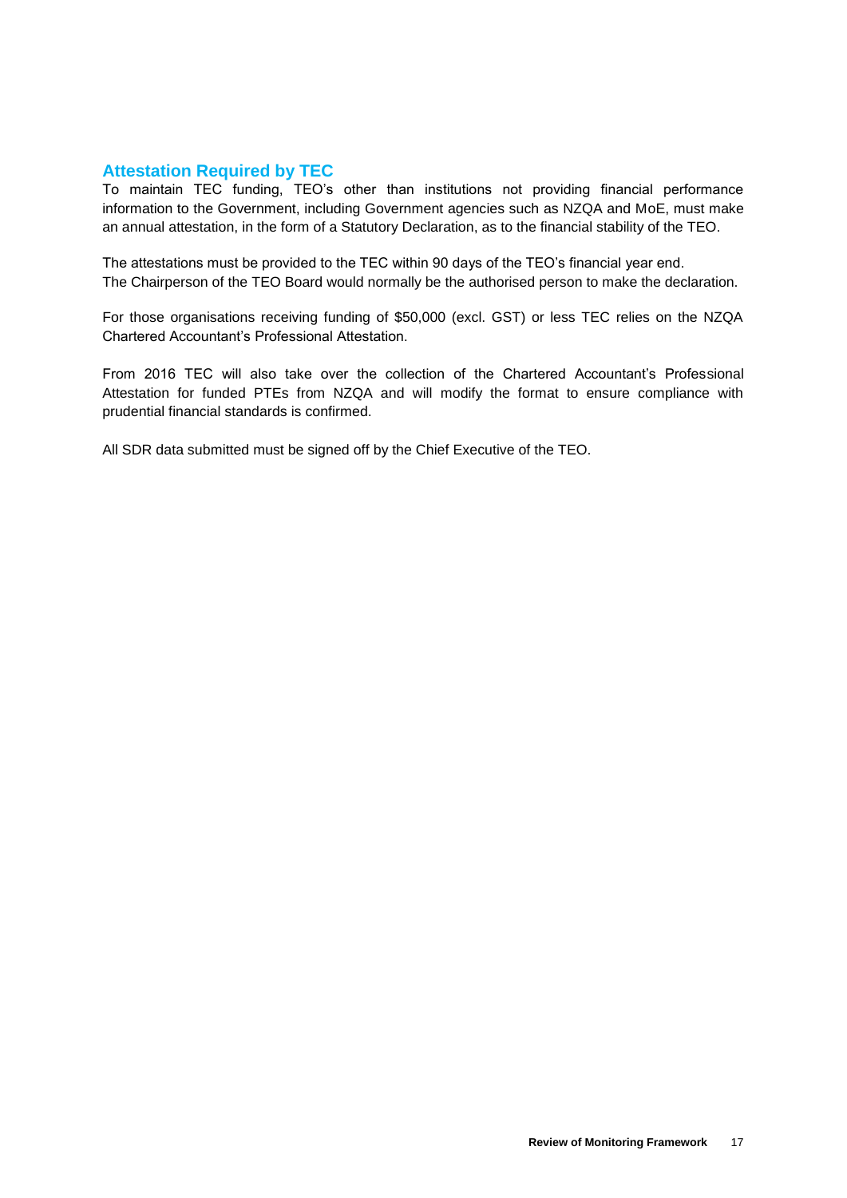## Attestation Required by TEC

To maintain TEC funding, TEO's other than institutions not providing financial performance information to the Government, including Government agencies such as NZQA and MoE, must make an annual attestation, in the form of a Statutory Declaration, as to the financial stability of the TEO.

The attestations must be provided to the TEC within 90 days of the TEO's financial year end.
The Chairperson of the TEO Board would normally be the authorised person to make the declaration.

For those organisations receiving funding of $50,000 (excl. GST) or less TEC relies on the NZQA Chartered Accountant's Professional Attestation.

From 2016 TEC will also take over the collection of the Chartered Accountant's Professional Attestation for funded PTEs from NZQA and will modify the format to ensure compliance with prudential financial standards is confirmed.

All SDR data submitted must be signed off by the Chief Executive of the TEO.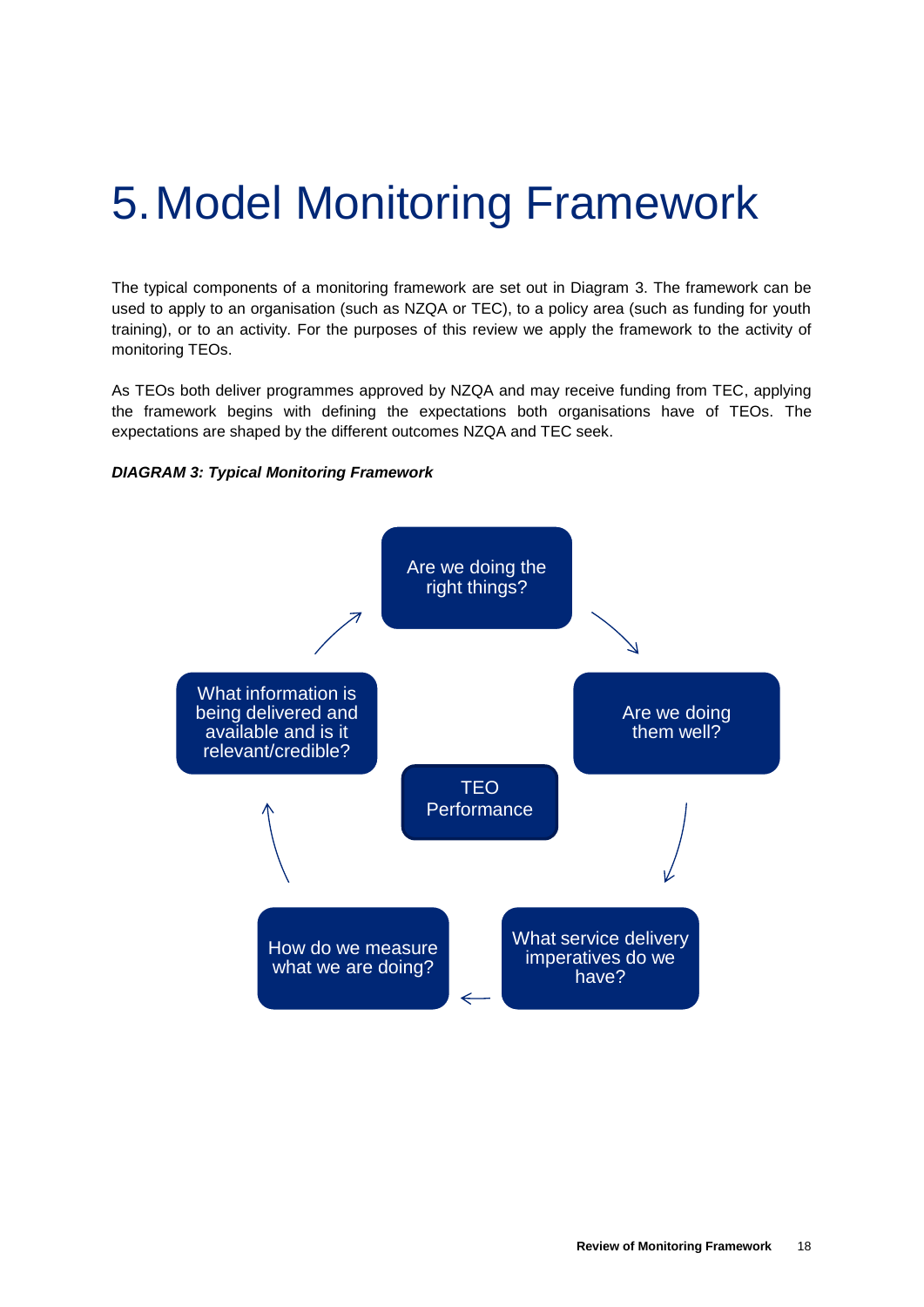# 5. Model Monitoring Framework

The typical components of a monitoring framework are set out in Diagram 3. The framework can be used to apply to an organisation (such as NZQA or TEC), to a policy area (such as funding for youth training), or to an activity. For the purposes of this review we apply the framework to the activity of monitoring TEOs.

As TEOs both deliver programmes approved by NZQA and may receive funding from TEC, applying the framework begins with defining the expectations both organisations have of TEOs. The expectations are shaped by the different outcomes NZQA and TEC seek.

***DIAGRAM 3: Typical Monitoring Framework***

TEO Performance

- Are we doing the right things?
- Are we doing them well?
- What service delivery imperatives do we have?
- How do we measure what we are doing?
- What information is being delivered and available and is it relevant/credible?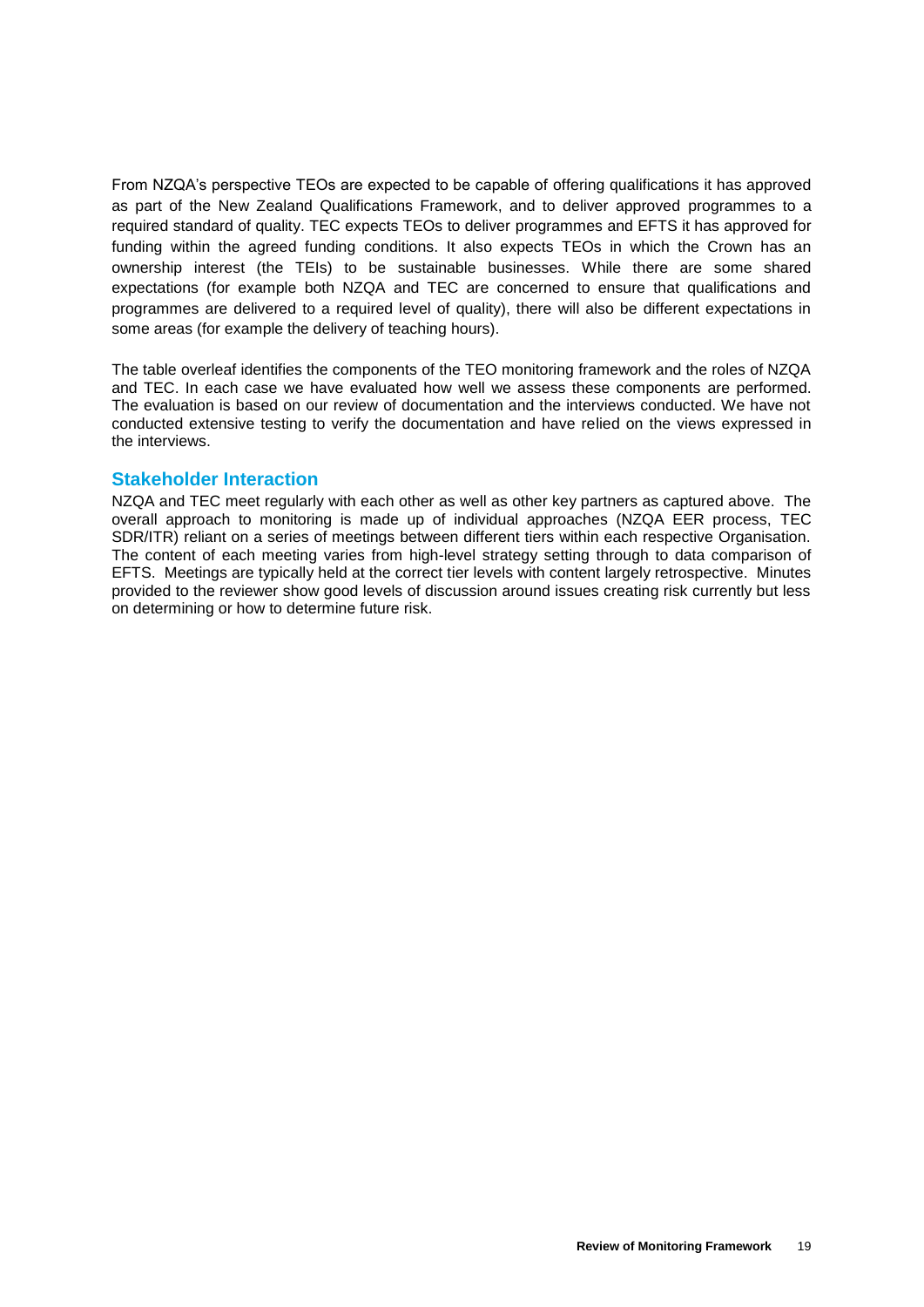From NZQA's perspective TEOs are expected to be capable of offering qualifications it has approved as part of the New Zealand Qualifications Framework, and to deliver approved programmes to a required standard of quality. TEC expects TEOs to deliver programmes and EFTS it has approved for funding within the agreed funding conditions. It also expects TEOs in which the Crown has an ownership interest (the TEIs) to be sustainable businesses. While there are some shared expectations (for example both NZQA and TEC are concerned to ensure that qualifications and programmes are delivered to a required level of quality), there will also be different expectations in some areas (for example the delivery of teaching hours).

The table overleaf identifies the components of the TEO monitoring framework and the roles of NZQA and TEC. In each case we have evaluated how well we assess these components are performed. The evaluation is based on our review of documentation and the interviews conducted. We have not conducted extensive testing to verify the documentation and have relied on the views expressed in the interviews.

## Stakeholder Interaction

NZQA and TEC meet regularly with each other as well as other key partners as captured above. The overall approach to monitoring is made up of individual approaches (NZQA EER process, TEC SDR/ITR) reliant on a series of meetings between different tiers within each respective Organisation. The content of each meeting varies from high-level strategy setting through to data comparison of EFTS. Meetings are typically held at the correct tier levels with content largely retrospective. Minutes provided to the reviewer show good levels of discussion around issues creating risk currently but less on determining or how to determine future risk.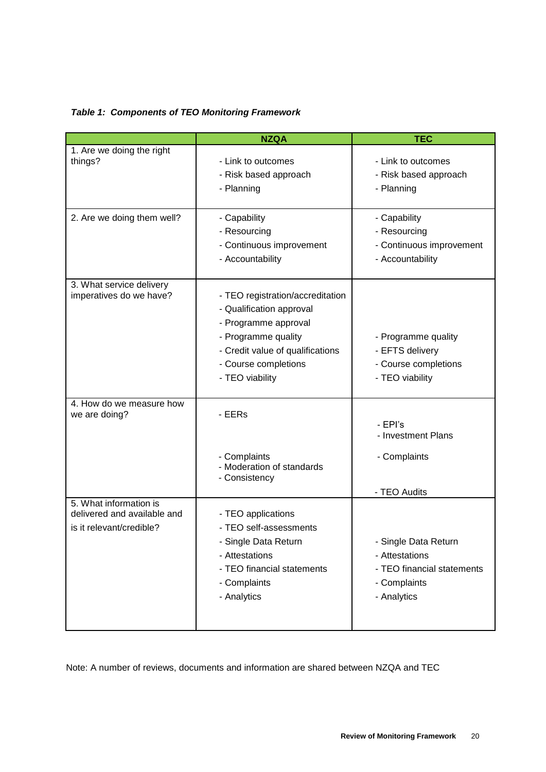***Table 1: Components of TEO Monitoring Framework***

| | NZQA | TEC |
|---|---|---|
| 1. Are we doing the right things? | - Link to outcomes<br>- Risk based approach<br>- Planning | - Link to outcomes<br>- Risk based approach<br>- Planning |
| 2. Are we doing them well? | - Capability<br>- Resourcing<br>- Continuous improvement<br>- Accountability | - Capability<br>- Resourcing<br>- Continuous improvement<br>- Accountability |
| 3. What service delivery imperatives do we have? | - TEO registration/accreditation<br>- Qualification approval<br>- Programme approval<br>- Programme quality<br>- Credit value of qualifications<br>- Course completions<br>- TEO viability | - Programme quality<br>- EFTS delivery<br>- Course completions<br>- TEO viability |
| 4. How do we measure how we are doing? | - EERs<br>- Complaints<br>- Moderation of standards<br>- Consistency | - EPI's<br>- Investment Plans<br>- Complaints<br>- TEO Audits |
| 5. What information is delivered and available and is it relevant/credible? | - TEO applications<br>- TEO self-assessments<br>- Single Data Return<br>- Attestations<br>- TEO financial statements<br>- Complaints<br>- Analytics | - Single Data Return<br>- Attestations<br>- TEO financial statements<br>- Complaints<br>- Analytics |

Note: A number of reviews, documents and information are shared between NZQA and TEC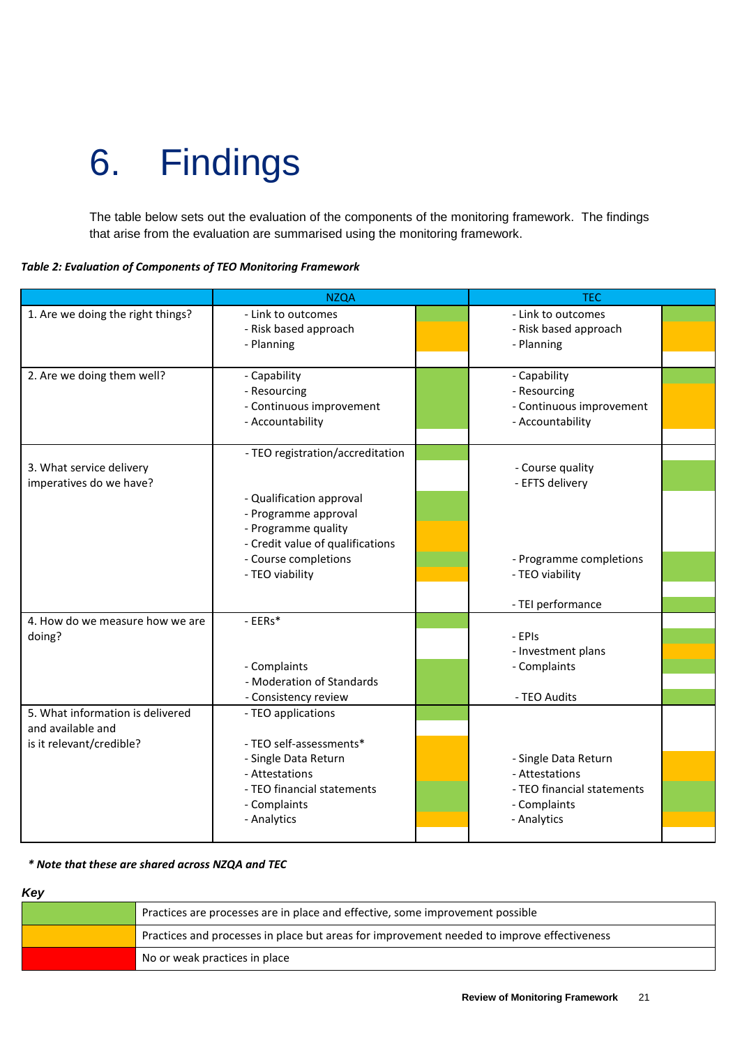# 6. Findings

The table below sets out the evaluation of the components of the monitoring framework. The findings that arise from the evaluation are summarised using the monitoring framework.

***Table 2: Evaluation of Components of TEO Monitoring Framework***

| | NZQA | | TEC | |
|---|---|---|---|---|
| 1. Are we doing the right things? | - Link to outcomes | Green | - Link to outcomes | Green |
| | - Risk based approach | Amber | - Risk based approach | Amber |
| | - Planning | Amber | - Planning | Amber |
| 2. Are we doing them well? | - Capability | Green | - Capability | Green |
| | - Resourcing | Green | - Resourcing | Amber |
| | - Continuous improvement | Green | - Continuous improvement | Amber |
| | - Accountability | Green | - Accountability | Amber |
| 3. What service delivery imperatives do we have? | - TEO registration/accreditation | Green | | |
| | | | - Course quality | Green |
| | | | - EFTS delivery | Green |
| | - Qualification approval | Green | | |
| | - Programme approval | Green | | |
| | - Programme quality | Amber | | |
| | - Credit value of qualifications | Amber | | |
| | - Course completions | Green | - Programme completions | Green |
| | - TEO viability | Amber | - TEO viability | Green |
| | | | - TEI performance | Green |
| 4. How do we measure how we are doing? | - EERs* | Green | | |
| | | | - EPIs | Green |
| | | | - Investment plans | Amber |
| | - Complaints | Green | - Complaints | Green |
| | - Moderation of Standards | Green | | |
| | - Consistency review | Green | - TEO Audits | Green |
| 5. What information is delivered and available and is it relevant/credible? | - TEO applications | Green | | |
| | - TEO self-assessments* | Amber | | |
| | - Single Data Return | Amber | - Single Data Return | Amber |
| | - Attestations | Amber | - Attestations | Amber |
| | - TEO financial statements | Green | - TEO financial statements | Green |
| | - Complaints | Green | - Complaints | Green |
| | - Analytics | Amber | - Analytics | Amber |

***\* Note that these are shared across NZQA and TEC***

***Key***

| | |
|---|---|
| Green | Practices are processes are in place and effective, some improvement possible |
| Amber | Practices and processes in place but areas for improvement needed to improve effectiveness |
| Red | No or weak practices in place |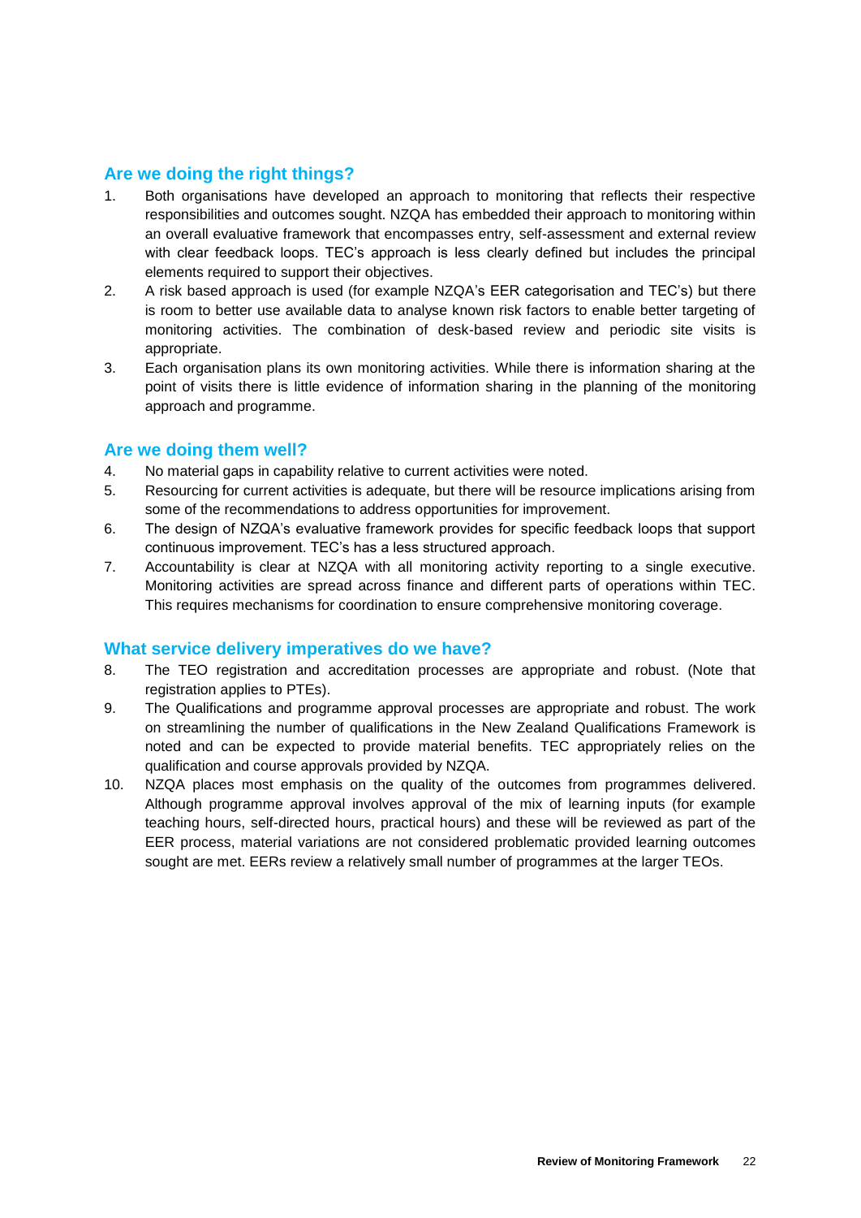## Are we doing the right things?

1. Both organisations have developed an approach to monitoring that reflects their respective responsibilities and outcomes sought. NZQA has embedded their approach to monitoring within an overall evaluative framework that encompasses entry, self-assessment and external review with clear feedback loops. TEC's approach is less clearly defined but includes the principal elements required to support their objectives.
2. A risk based approach is used (for example NZQA's EER categorisation and TEC's) but there is room to better use available data to analyse known risk factors to enable better targeting of monitoring activities. The combination of desk-based review and periodic site visits is appropriate.
3. Each organisation plans its own monitoring activities. While there is information sharing at the point of visits there is little evidence of information sharing in the planning of the monitoring approach and programme.

## Are we doing them well?

4. No material gaps in capability relative to current activities were noted.
5. Resourcing for current activities is adequate, but there will be resource implications arising from some of the recommendations to address opportunities for improvement.
6. The design of NZQA's evaluative framework provides for specific feedback loops that support continuous improvement. TEC's has a less structured approach.
7. Accountability is clear at NZQA with all monitoring activity reporting to a single executive. Monitoring activities are spread across finance and different parts of operations within TEC. This requires mechanisms for coordination to ensure comprehensive monitoring coverage.

## What service delivery imperatives do we have?

8. The TEO registration and accreditation processes are appropriate and robust. (Note that registration applies to PTEs).
9. The Qualifications and programme approval processes are appropriate and robust. The work on streamlining the number of qualifications in the New Zealand Qualifications Framework is noted and can be expected to provide material benefits. TEC appropriately relies on the qualification and course approvals provided by NZQA.
10. NZQA places most emphasis on the quality of the outcomes from programmes delivered. Although programme approval involves approval of the mix of learning inputs (for example teaching hours, self-directed hours, practical hours) and these will be reviewed as part of the EER process, material variations are not considered problematic provided learning outcomes sought are met. EERs review a relatively small number of programmes at the larger TEOs.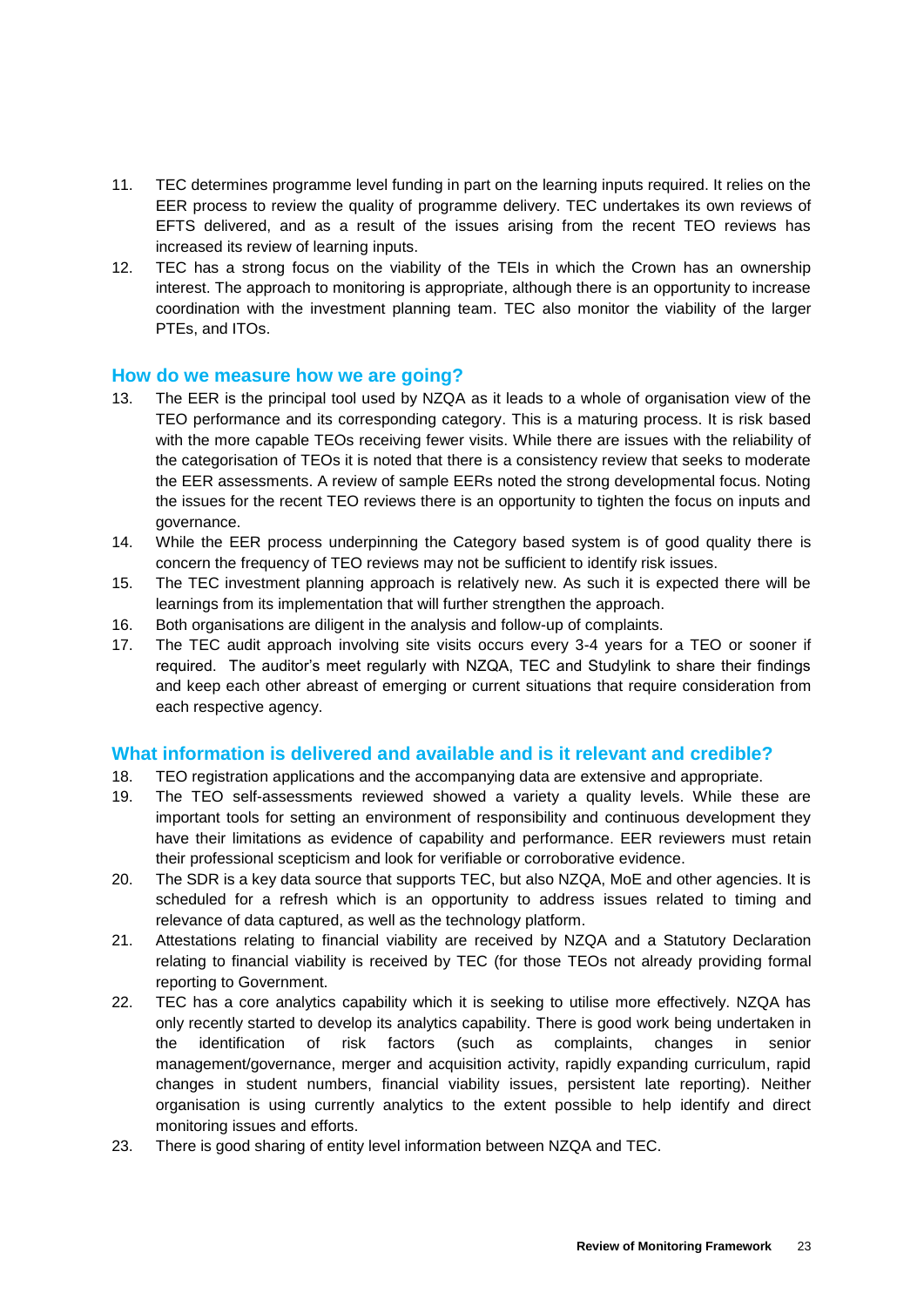11. TEC determines programme level funding in part on the learning inputs required. It relies on the EER process to review the quality of programme delivery. TEC undertakes its own reviews of EFTS delivered, and as a result of the issues arising from the recent TEO reviews has increased its review of learning inputs.
12. TEC has a strong focus on the viability of the TEIs in which the Crown has an ownership interest. The approach to monitoring is appropriate, although there is an opportunity to increase coordination with the investment planning team. TEC also monitor the viability of the larger PTEs, and ITOs.

## How do we measure how we are going?

13. The EER is the principal tool used by NZQA as it leads to a whole of organisation view of the TEO performance and its corresponding category. This is a maturing process. It is risk based with the more capable TEOs receiving fewer visits. While there are issues with the reliability of the categorisation of TEOs it is noted that there is a consistency review that seeks to moderate the EER assessments. A review of sample EERs noted the strong developmental focus. Noting the issues for the recent TEO reviews there is an opportunity to tighten the focus on inputs and governance.
14. While the EER process underpinning the Category based system is of good quality there is concern the frequency of TEO reviews may not be sufficient to identify risk issues.
15. The TEC investment planning approach is relatively new. As such it is expected there will be learnings from its implementation that will further strengthen the approach.
16. Both organisations are diligent in the analysis and follow-up of complaints.
17. The TEC audit approach involving site visits occurs every 3-4 years for a TEO or sooner if required. The auditor's meet regularly with NZQA, TEC and Studylink to share their findings and keep each other abreast of emerging or current situations that require consideration from each respective agency.

## What information is delivered and available and is it relevant and credible?

18. TEO registration applications and the accompanying data are extensive and appropriate.
19. The TEO self-assessments reviewed showed a variety a quality levels. While these are important tools for setting an environment of responsibility and continuous development they have their limitations as evidence of capability and performance. EER reviewers must retain their professional scepticism and look for verifiable or corroborative evidence.
20. The SDR is a key data source that supports TEC, but also NZQA, MoE and other agencies. It is scheduled for a refresh which is an opportunity to address issues related to timing and relevance of data captured, as well as the technology platform.
21. Attestations relating to financial viability are received by NZQA and a Statutory Declaration relating to financial viability is received by TEC (for those TEOs not already providing formal reporting to Government.
22. TEC has a core analytics capability which it is seeking to utilise more effectively. NZQA has only recently started to develop its analytics capability. There is good work being undertaken in the identification of risk factors (such as complaints, changes in senior management/governance, merger and acquisition activity, rapidly expanding curriculum, rapid changes in student numbers, financial viability issues, persistent late reporting). Neither organisation is using currently analytics to the extent possible to help identify and direct monitoring issues and efforts.
23. There is good sharing of entity level information between NZQA and TEC.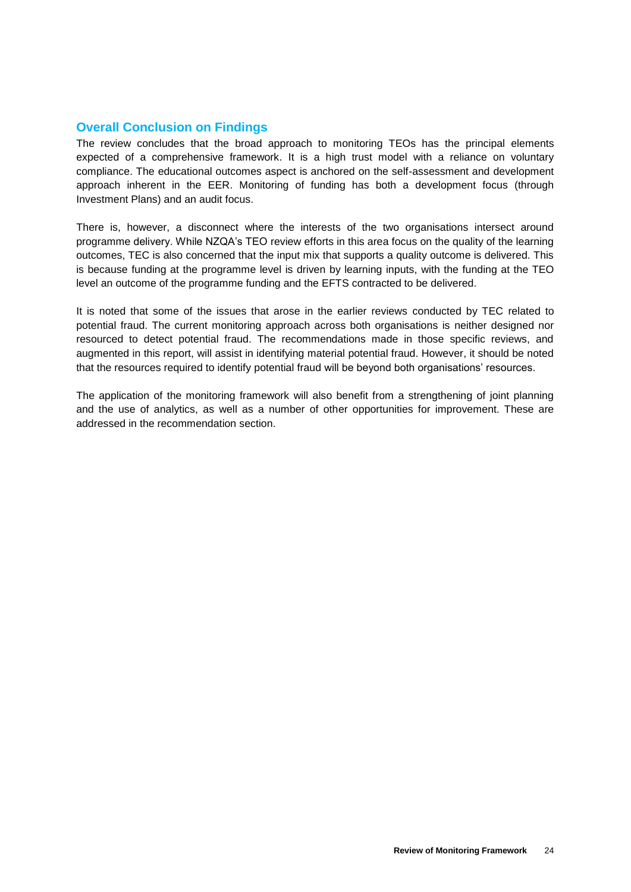## Overall Conclusion on Findings

The review concludes that the broad approach to monitoring TEOs has the principal elements expected of a comprehensive framework. It is a high trust model with a reliance on voluntary compliance. The educational outcomes aspect is anchored on the self-assessment and development approach inherent in the EER. Monitoring of funding has both a development focus (through Investment Plans) and an audit focus.

There is, however, a disconnect where the interests of the two organisations intersect around programme delivery. While NZQA's TEO review efforts in this area focus on the quality of the learning outcomes, TEC is also concerned that the input mix that supports a quality outcome is delivered. This is because funding at the programme level is driven by learning inputs, with the funding at the TEO level an outcome of the programme funding and the EFTS contracted to be delivered.

It is noted that some of the issues that arose in the earlier reviews conducted by TEC related to potential fraud. The current monitoring approach across both organisations is neither designed nor resourced to detect potential fraud. The recommendations made in those specific reviews, and augmented in this report, will assist in identifying material potential fraud. However, it should be noted that the resources required to identify potential fraud will be beyond both organisations' resources.

The application of the monitoring framework will also benefit from a strengthening of joint planning and the use of analytics, as well as a number of other opportunities for improvement. These are addressed in the recommendation section.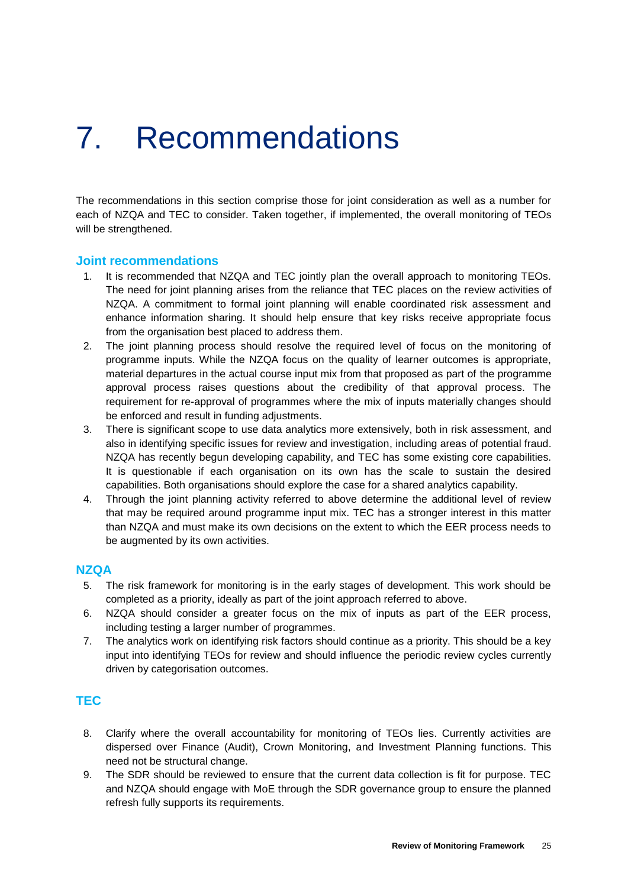# 7. Recommendations

The recommendations in this section comprise those for joint consideration as well as a number for each of NZQA and TEC to consider. Taken together, if implemented, the overall monitoring of TEOs will be strengthened.

## Joint recommendations

1. It is recommended that NZQA and TEC jointly plan the overall approach to monitoring TEOs. The need for joint planning arises from the reliance that TEC places on the review activities of NZQA. A commitment to formal joint planning will enable coordinated risk assessment and enhance information sharing. It should help ensure that key risks receive appropriate focus from the organisation best placed to address them.
2. The joint planning process should resolve the required level of focus on the monitoring of programme inputs. While the NZQA focus on the quality of learner outcomes is appropriate, material departures in the actual course input mix from that proposed as part of the programme approval process raises questions about the credibility of that approval process. The requirement for re-approval of programmes where the mix of inputs materially changes should be enforced and result in funding adjustments.
3. There is significant scope to use data analytics more extensively, both in risk assessment, and also in identifying specific issues for review and investigation, including areas of potential fraud. NZQA has recently begun developing capability, and TEC has some existing core capabilities. It is questionable if each organisation on its own has the scale to sustain the desired capabilities. Both organisations should explore the case for a shared analytics capability.
4. Through the joint planning activity referred to above determine the additional level of review that may be required around programme input mix. TEC has a stronger interest in this matter than NZQA and must make its own decisions on the extent to which the EER process needs to be augmented by its own activities.

## NZQA

5. The risk framework for monitoring is in the early stages of development. This work should be completed as a priority, ideally as part of the joint approach referred to above.
6. NZQA should consider a greater focus on the mix of inputs as part of the EER process, including testing a larger number of programmes.
7. The analytics work on identifying risk factors should continue as a priority. This should be a key input into identifying TEOs for review and should influence the periodic review cycles currently driven by categorisation outcomes.

## TEC

8. Clarify where the overall accountability for monitoring of TEOs lies. Currently activities are dispersed over Finance (Audit), Crown Monitoring, and Investment Planning functions. This need not be structural change.
9. The SDR should be reviewed to ensure that the current data collection is fit for purpose. TEC and NZQA should engage with MoE through the SDR governance group to ensure the planned refresh fully supports its requirements.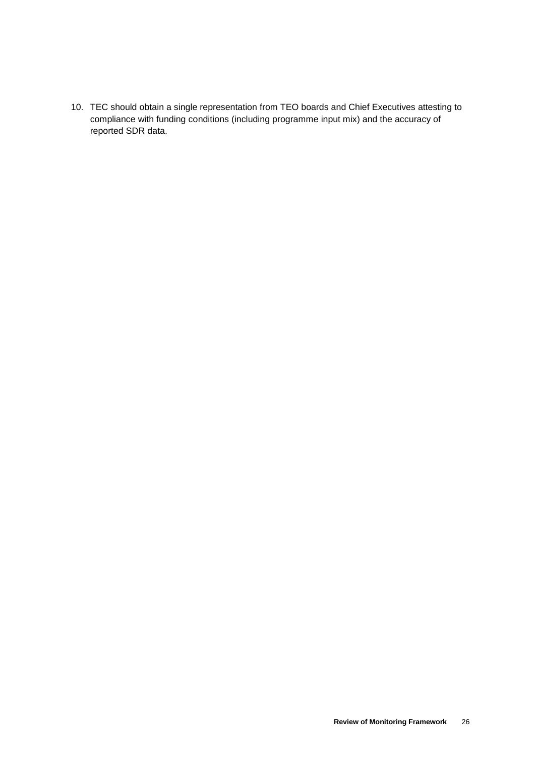10. TEC should obtain a single representation from TEO boards and Chief Executives attesting to compliance with funding conditions (including programme input mix) and the accuracy of reported SDR data.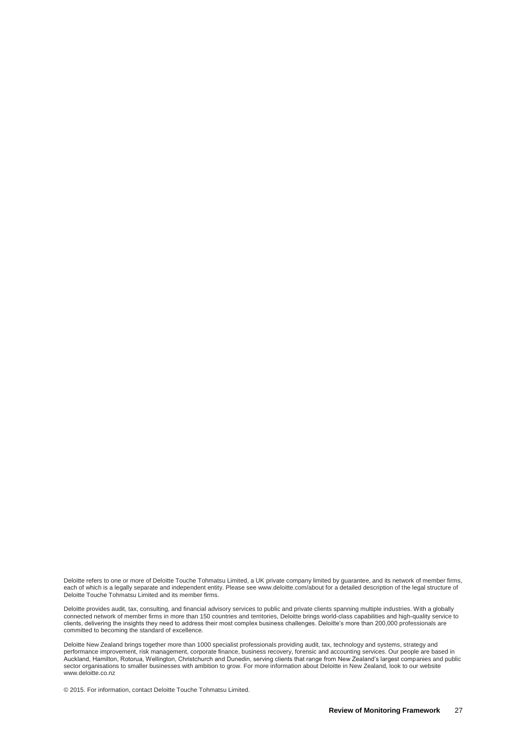Deloitte refers to one or more of Deloitte Touche Tohmatsu Limited, a UK private company limited by guarantee, and its network of member firms, each of which is a legally separate and independent entity. Please see www.deloitte.com/about for a detailed description of the legal structure of Deloitte Touche Tohmatsu Limited and its member firms.

Deloitte provides audit, tax, consulting, and financial advisory services to public and private clients spanning multiple industries. With a globally connected network of member firms in more than 150 countries and territories, Deloitte brings world-class capabilities and high-quality service to clients, delivering the insights they need to address their most complex business challenges. Deloitte's more than 200,000 professionals are committed to becoming the standard of excellence.

Deloitte New Zealand brings together more than 1000 specialist professionals providing audit, tax, technology and systems, strategy and performance improvement, risk management, corporate finance, business recovery, forensic and accounting services. Our people are based in Auckland, Hamilton, Rotorua, Wellington, Christchurch and Dunedin, serving clients that range from New Zealand's largest companies and public sector organisations to smaller businesses with ambition to grow. For more information about Deloitte in New Zealand, look to our website www.deloitte.co.nz

© 2015. For information, contact Deloitte Touche Tohmatsu Limited.